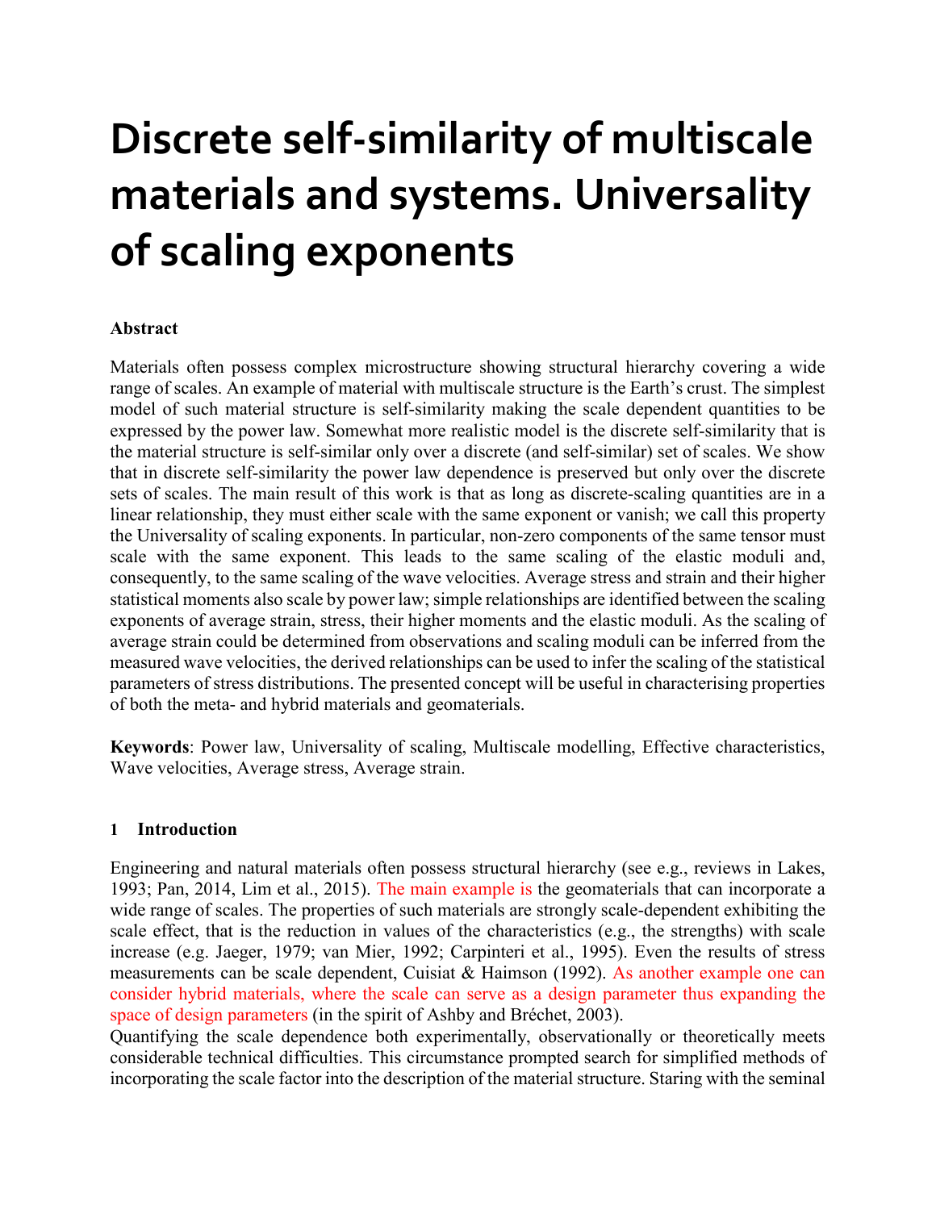# Discrete self-similarity of multiscale materials and systems. Universality of scaling exponents

**Abstract**

Materials often possess complex microstructure showing structural hierarchy covering a wide range of scales. An example of material with multiscale structure is the Earth's crust. The simplest model of such material structure is self-similarity making the scale dependent quantities to be expressed by the power law. Somewhat more realistic model is the discrete self-similarity that is the material structure is self-similar only over a discrete (and self-similar) set of scales. We show that in discrete self-similarity the power law dependence is preserved but only over the discrete sets of scales. The main result of this work is that as long as discrete-scaling quantities are in a linear relationship, they must either scale with the same exponent or vanish; we call this property the Universality of scaling exponents. In particular, non-zero components of the same tensor must scale with the same exponent. This leads to the same scaling of the elastic moduli and, consequently, to the same scaling of the wave velocities. Average stress and strain and their higher statistical moments also scale by power law; simple relationships are identified between the scaling exponents of average strain, stress, their higher moments and the elastic moduli. As the scaling of average strain could be determined from observations and scaling moduli can be inferred from the measured wave velocities, the derived relationships can be used to infer the scaling of the statistical parameters of stress distributions. The presented concept will be useful in characterising properties of both the meta- and hybrid materials and geomaterials.

**Keywords**: Power law, Universality of scaling, Multiscale modelling, Effective characteristics, Wave velocities, Average stress, Average strain.

## 1 Introduction

Engineering and natural materials often possess structural hierarchy (see e.g., reviews in Lakes, 1993; Pan, 2014, Lim et al., 2015). The main example is the geomaterials that can incorporate a wide range of scales. The properties of such materials are strongly scale-dependent exhibiting the scale effect, that is the reduction in values of the characteristics (e.g., the strengths) with scale increase (e.g. Jaeger, 1979; van Mier, 1992; Carpinteri et al., 1995). Even the results of stress measurements can be scale dependent, Cuisiat & Haimson (1992). As another example one can consider hybrid materials, where the scale can serve as a design parameter thus expanding the space of design parameters (in the spirit of Ashby and Bréchet, 2003).

Quantifying the scale dependence both experimentally, observationally or theoretically meets considerable technical difficulties. This circumstance prompted search for simplified methods of incorporating the scale factor into the description of the material structure. Staring with the seminal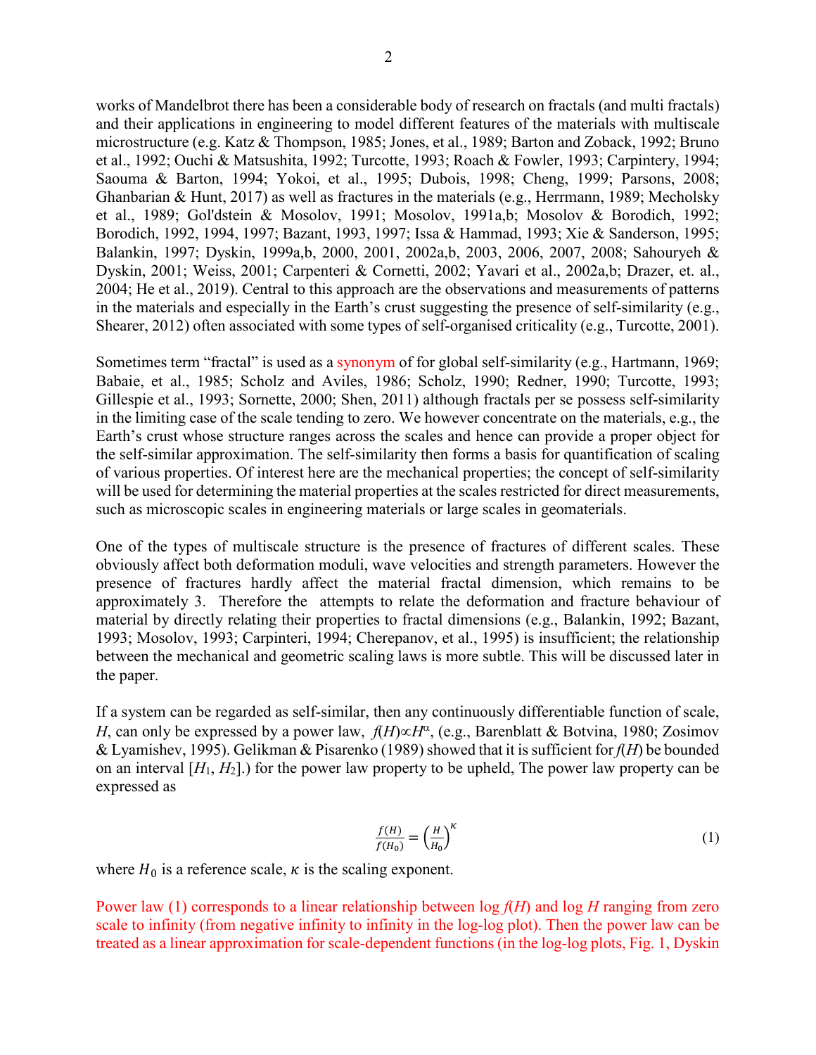works of Mandelbrot there has been a considerable body of research on fractals (and multi fractals) and their applications in engineering to model different features of the materials with multiscale microstructure (e.g. Katz & Thompson, 1985; Jones, et al., 1989; Barton and Zoback, 1992; Bruno et al., 1992; Ouchi & Matsushita, 1992; Turcotte, 1993; Roach & Fowler, 1993; Carpintery, 1994; Saouma & Barton, 1994; Yokoi, et al., 1995; Dubois, 1998; Cheng, 1999; Parsons, 2008; Ghanbarian & Hunt, 2017) as well as fractures in the materials (e.g., Herrmann, 1989; Mecholsky et al., 1989; Gol'dstein & Mosolov, 1991; Mosolov, 1991a,b; Mosolov & Borodich, 1992; Borodich, 1992, 1994, 1997; Bazant, 1993, 1997; Issa & Hammad, 1993; Xie & Sanderson, 1995; Balankin, 1997; Dyskin, 1999a,b, 2000, 2001, 2002a,b, 2003, 2006, 2007, 2008; Sahouryeh & Dyskin, 2001; Weiss, 2001; Carpenteri & Cornetti, 2002; Yavari et al., 2002a,b; Drazer, et. al., 2004; He et al., 2019). Central to this approach are the observations and measurements of patterns in the materials and especially in the Earth's crust suggesting the presence of self-similarity (e.g., Shearer, 2012) often associated with some types of self-organised criticality (e.g., Turcotte, 2001).

Sometimes term "fractal" is used as a synonym of for global self-similarity (e.g., Hartmann, 1969; Babaie, et al., 1985; Scholz and Aviles, 1986; Scholz, 1990; Redner, 1990; Turcotte, 1993; Gillespie et al., 1993; Sornette, 2000; Shen, 2011) although fractals per se possess self-similarity in the limiting case of the scale tending to zero. We however concentrate on the materials, e.g., the Earth's crust whose structure ranges across the scales and hence can provide a proper object for the self-similar approximation. The self-similarity then forms a basis for quantification of scaling of various properties. Of interest here are the mechanical properties; the concept of self-similarity will be used for determining the material properties at the scales restricted for direct measurements, such as microscopic scales in engineering materials or large scales in geomaterials.

One of the types of multiscale structure is the presence of fractures of different scales. These obviously affect both deformation moduli, wave velocities and strength parameters. However the presence of fractures hardly affect the material fractal dimension, which remains to be approximately 3. Therefore the attempts to relate the deformation and fracture behaviour of material by directly relating their properties to fractal dimensions (e.g., Balankin, 1992; Bazant, 1993; Mosolov, 1993; Carpinteri, 1994; Cherepanov, et al., 1995) is insufficient; the relationship between the mechanical and geometric scaling laws is more subtle. This will be discussed later in the paper.

If a system can be regarded as self-similar, then any continuously differentiable function of scale, $H$, can only be expressed by a power law, $f(H)\propto H^{\alpha}$, (e.g., Barenblatt & Botvina, 1980; Zosimov & Lyamishev, 1995). Gelikman & Pisarenko (1989) showed that it is sufficient for $f(H)$ be bounded on an interval $[H_1, H_2]$.) for the power law property to be upheld, The power law property can be expressed as

$$\frac{f(H)}{f(H_0)} = \left(\frac{H}{H_0}\right)^{\kappa} \tag{1}$$

where $H_0$ is a reference scale, $\kappa$ is the scaling exponent.

Power law (1) corresponds to a linear relationship between log $f(H)$ and log $H$ ranging from zero scale to infinity (from negative infinity to infinity in the log-log plot). Then the power law can be treated as a linear approximation for scale-dependent functions (in the log-log plots, Fig. 1, Dyskin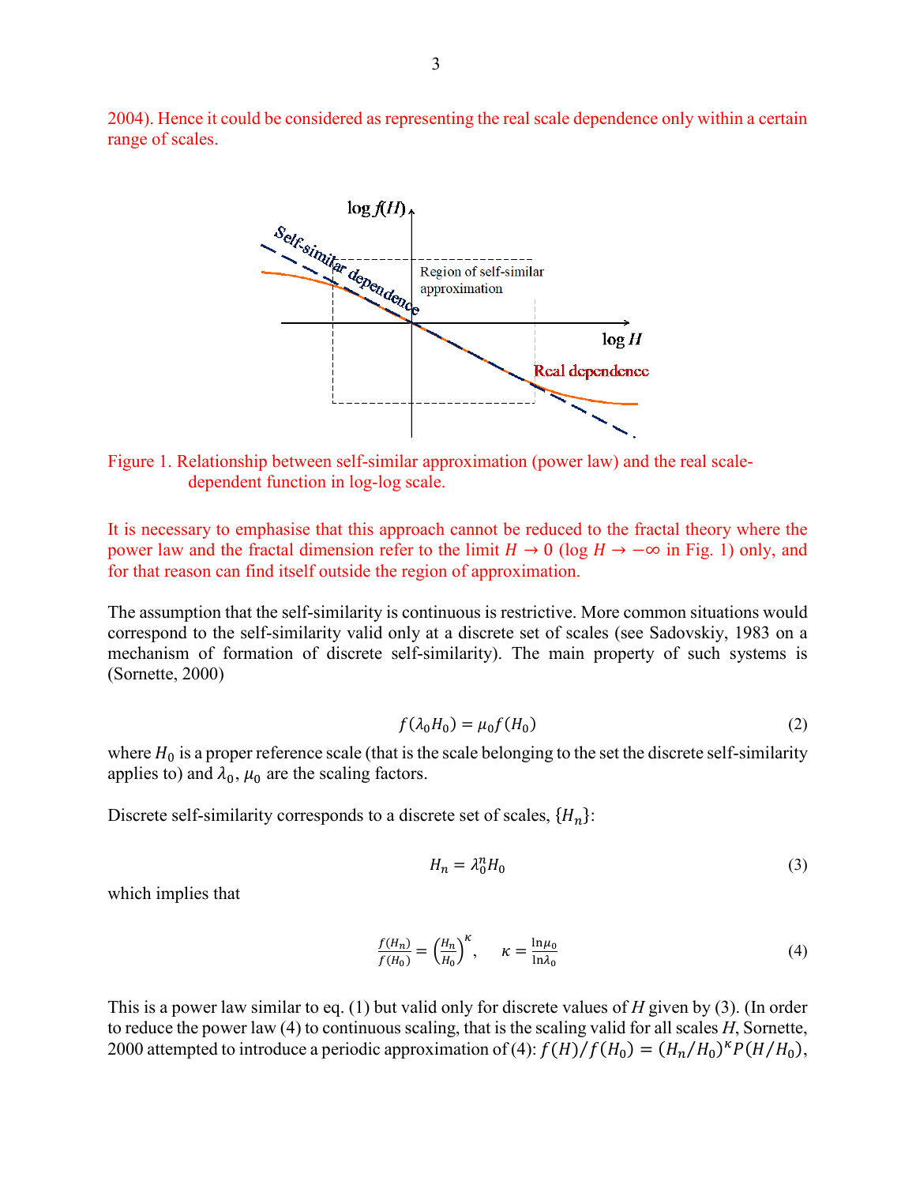2004). Hence it could be considered as representing the real scale dependence only within a certain range of scales.

Figure 1. Relationship between self-similar approximation (power law) and the real scale-dependent function in log-log scale.

It is necessary to emphasise that this approach cannot be reduced to the fractal theory where the power law and the fractal dimension refer to the limit $H \to 0$ ($\log H \to -\infty$ in Fig. 1) only, and for that reason can find itself outside the region of approximation.

The assumption that the self-similarity is continuous is restrictive. More common situations would correspond to the self-similarity valid only at a discrete set of scales (see Sadovskiy, 1983 on a mechanism of formation of discrete self-similarity). The main property of such systems is (Sornette, 2000)

$$f(\lambda_0 H_0) = \mu_0 f(H_0) \tag{2}$$

where $H_0$ is a proper reference scale (that is the scale belonging to the set the discrete self-similarity applies to) and $\lambda_0$, $\mu_0$ are the scaling factors.

Discrete self-similarity corresponds to a discrete set of scales, $\{H_n\}$:

$$H_n = \lambda_0^n H_0 \tag{3}$$

which implies that

$$\frac{f(H_n)}{f(H_0)} = \left(\frac{H_n}{H_0}\right)^{\kappa}, \quad \kappa = \frac{\ln\mu_0}{\ln\lambda_0} \tag{4}$$

This is a power law similar to eq. (1) but valid only for discrete values of $H$ given by (3). (In order to reduce the power law (4) to continuous scaling, that is the scaling valid for all scales $H$, Sornette, 2000 attempted to introduce a periodic approximation of (4): $f(H)/f(H_0) = (H_n/H_0)^{\kappa} P(H/H_0)$,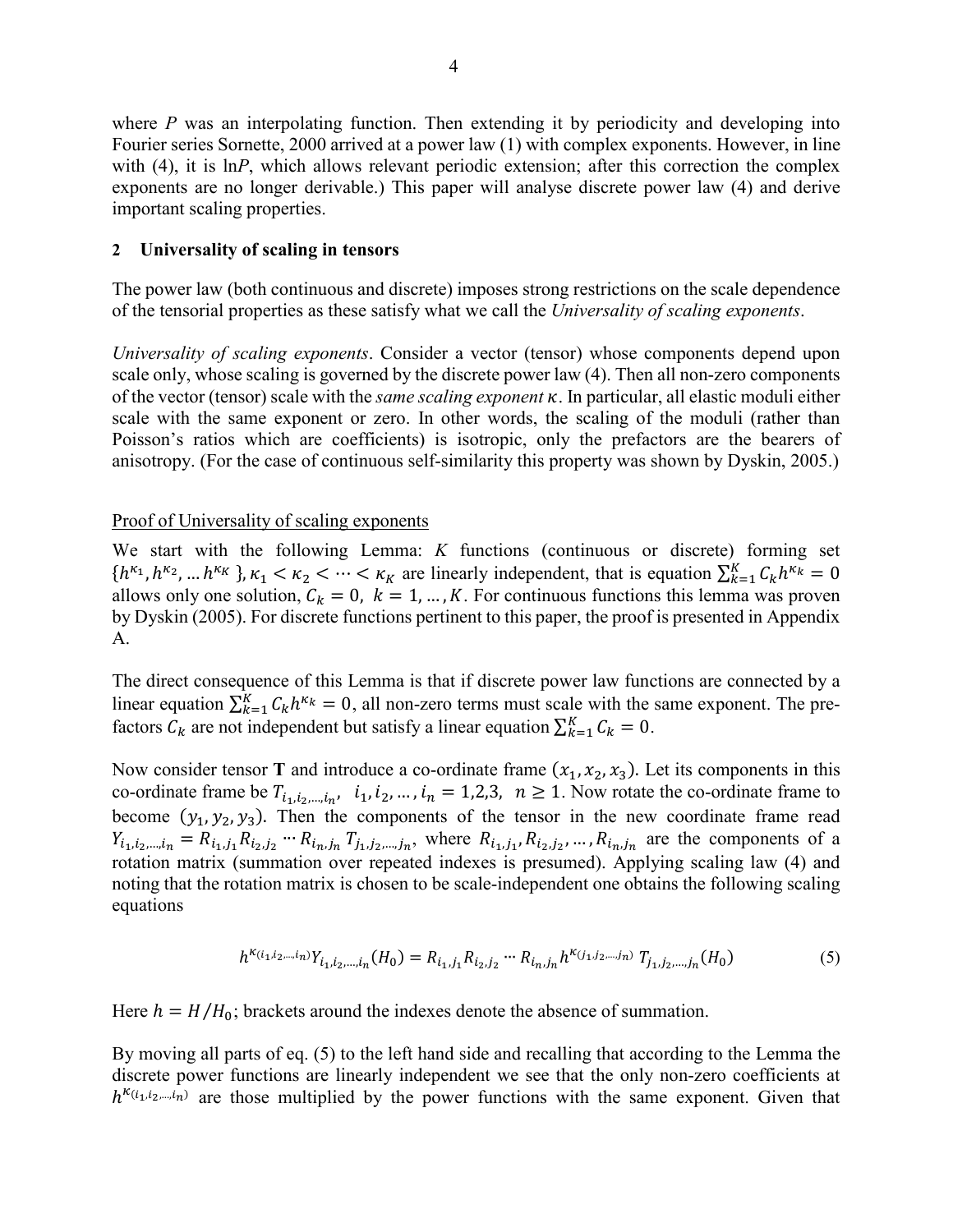where $P$ was an interpolating function. Then extending it by periodicity and developing into Fourier series Sornette, 2000 arrived at a power law (1) with complex exponents. However, in line with (4), it is ln$P$, which allows relevant periodic extension; after this correction the complex exponents are no longer derivable.) This paper will analyse discrete power law (4) and derive important scaling properties.

## 2 Universality of scaling in tensors

The power law (both continuous and discrete) imposes strong restrictions on the scale dependence of the tensorial properties as these satisfy what we call the *Universality of scaling exponents*.

*Universality of scaling exponents*. Consider a vector (tensor) whose components depend upon scale only, whose scaling is governed by the discrete power law (4). Then all non-zero components of the vector (tensor) scale with the *same scaling exponent* $\kappa$. In particular, all elastic moduli either scale with the same exponent or zero. In other words, the scaling of the moduli (rather than Poisson's ratios which are coefficients) is isotropic, only the prefactors are the bearers of anisotropy. (For the case of continuous self-similarity this property was shown by Dyskin, 2005.)

Proof of Universality of scaling exponents

We start with the following Lemma: $K$ functions (continuous or discrete) forming set $\{h^{\kappa_1}, h^{\kappa_2}, \ldots h^{\kappa_K}\}$, $\kappa_1 < \kappa_2 < \cdots < \kappa_K$ are linearly independent, that is equation $\sum_{k=1}^{K} C_k h^{\kappa_k} = 0$ allows only one solution, $C_k = 0,\ k = 1, \ldots, K$. For continuous functions this lemma was proven by Dyskin (2005). For discrete functions pertinent to this paper, the proof is presented in Appendix A.

The direct consequence of this Lemma is that if discrete power law functions are connected by a linear equation $\sum_{k=1}^{K} C_k h^{\kappa_k} = 0$, all non-zero terms must scale with the same exponent. The pre-factors $C_k$ are not independent but satisfy a linear equation $\sum_{k=1}^{K} C_k = 0$.

Now consider tensor **T** and introduce a co-ordinate frame $(x_1, x_2, x_3)$. Let its components in this co-ordinate frame be $T_{i_1,i_2,\ldots,i_n},\ \ i_1, i_2, \ldots, i_n = 1,2,3,\ \ n \geq 1$. Now rotate the co-ordinate frame to become $(y_1, y_2, y_3)$. Then the components of the tensor in the new coordinate frame read $Y_{i_1,i_2,\ldots,i_n} = R_{i_1,j_1} R_{i_2,j_2} \cdots R_{i_n,j_n} T_{j_1,j_2,\ldots,j_n}$, where $R_{i_1,j_1}, R_{i_2,j_2}, \ldots, R_{i_n,j_n}$ are the components of a rotation matrix (summation over repeated indexes is presumed). Applying scaling law (4) and noting that the rotation matrix is chosen to be scale-independent one obtains the following scaling equations

$$h^{\kappa(i_1,i_2,\ldots,i_n)} Y_{i_1,i_2,\ldots,i_n}(H_0) = R_{i_1,j_1} R_{i_2,j_2} \cdots R_{i_n,j_n} h^{\kappa(j_1,j_2,\ldots,j_n)}\, T_{j_1,j_2,\ldots,j_n}(H_0) \tag{5}$$

Here $h = H/H_0$; brackets around the indexes denote the absence of summation.

By moving all parts of eq. (5) to the left hand side and recalling that according to the Lemma the discrete power functions are linearly independent we see that the only non-zero coefficients at $h^{\kappa(i_1,i_2,\ldots,i_n)}$ are those multiplied by the power functions with the same exponent. Given that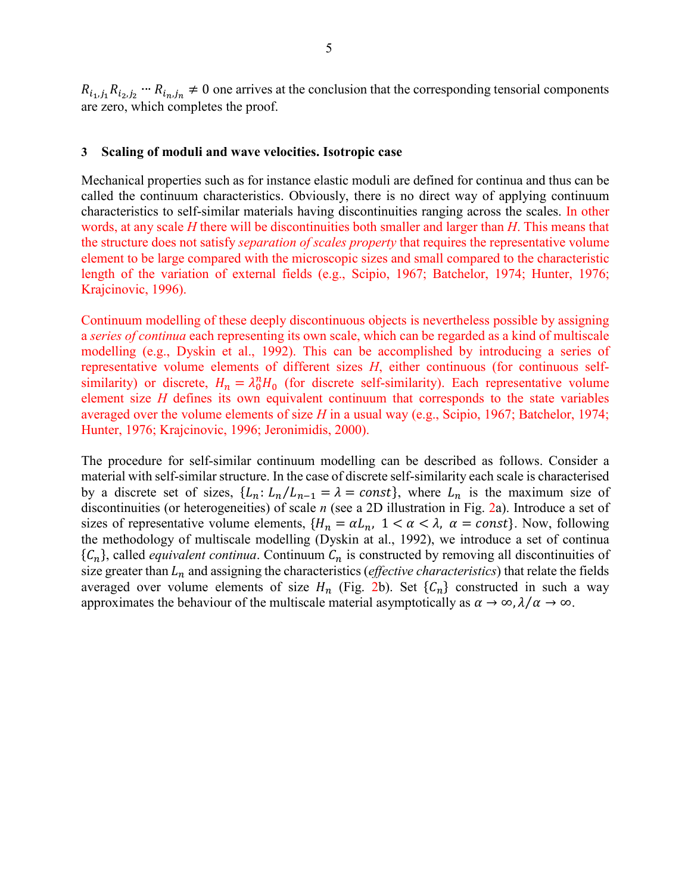$R_{i_1,j_1} R_{i_2,j_2} \cdots R_{i_n,j_n} \neq 0$ one arrives at the conclusion that the corresponding tensorial components are zero, which completes the proof.

## 3 Scaling of moduli and wave velocities. Isotropic case

Mechanical properties such as for instance elastic moduli are defined for continua and thus can be called the continuum characteristics. Obviously, there is no direct way of applying continuum characteristics to self-similar materials having discontinuities ranging across the scales. In other words, at any scale *H* there will be discontinuities both smaller and larger than *H*. This means that the structure does not satisfy *separation of scales property* that requires the representative volume element to be large compared with the microscopic sizes and small compared to the characteristic length of the variation of external fields (e.g., Scipio, 1967; Batchelor, 1974; Hunter, 1976; Krajcinovic, 1996).

Continuum modelling of these deeply discontinuous objects is nevertheless possible by assigning a *series of continua* each representing its own scale, which can be regarded as a kind of multiscale modelling (e.g., Dyskin et al., 1992). This can be accomplished by introducing a series of representative volume elements of different sizes *H*, either continuous (for continuous self-similarity) or discrete, $H_n = \lambda_0^n H_0$ (for discrete self-similarity). Each representative volume element size *H* defines its own equivalent continuum that corresponds to the state variables averaged over the volume elements of size *H* in a usual way (e.g., Scipio, 1967; Batchelor, 1974; Hunter, 1976; Krajcinovic, 1996; Jeronimidis, 2000).

The procedure for self-similar continuum modelling can be described as follows. Consider a material with self-similar structure. In the case of discrete self-similarity each scale is characterised by a discrete set of sizes, $\{L_n : L_n/L_{n-1} = \lambda = const\}$, where $L_n$ is the maximum size of discontinuities (or heterogeneities) of scale *n* (see a 2D illustration in Fig. 2a). Introduce a set of sizes of representative volume elements, $\{H_n = \alpha L_n,\ 1 < \alpha < \lambda,\ \alpha = const\}$. Now, following the methodology of multiscale modelling (Dyskin at al., 1992), we introduce a set of continua $\{C_n\}$, called *equivalent continua*. Continuum $C_n$ is constructed by removing all discontinuities of size greater than $L_n$ and assigning the characteristics (*effective characteristics*) that relate the fields averaged over volume elements of size $H_n$ (Fig. 2b). Set $\{C_n\}$ constructed in such a way approximates the behaviour of the multiscale material asymptotically as $\alpha \to \infty, \lambda/\alpha \to \infty$.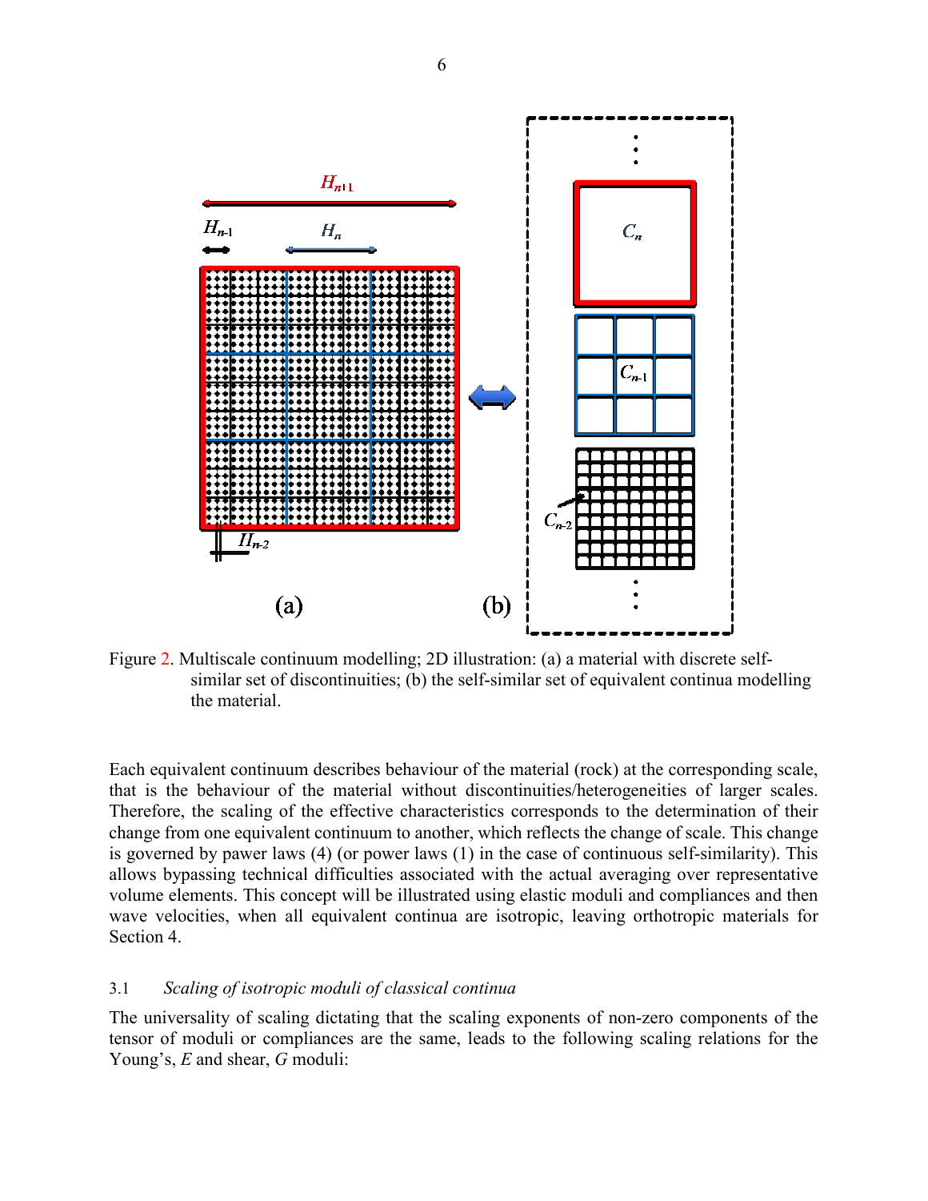Figure 2. Multiscale continuum modelling; 2D illustration: (a) a material with discrete self-similar set of discontinuities; (b) the self-similar set of equivalent continua modelling the material.

Each equivalent continuum describes behaviour of the material (rock) at the corresponding scale, that is the behaviour of the material without discontinuities/heterogeneities of larger scales. Therefore, the scaling of the effective characteristics corresponds to the determination of their change from one equivalent continuum to another, which reflects the change of scale. This change is governed by pawer laws (4) (or power laws (1) in the case of continuous self-similarity). This allows bypassing technical difficulties associated with the actual averaging over representative volume elements. This concept will be illustrated using elastic moduli and compliances and then wave velocities, when all equivalent continua are isotropic, leaving orthotropic materials for Section 4.

### 3.1 *Scaling of isotropic moduli of classical continua*

The universality of scaling dictating that the scaling exponents of non-zero components of the tensor of moduli or compliances are the same, leads to the following scaling relations for the Young's, $E$ and shear, $G$ moduli: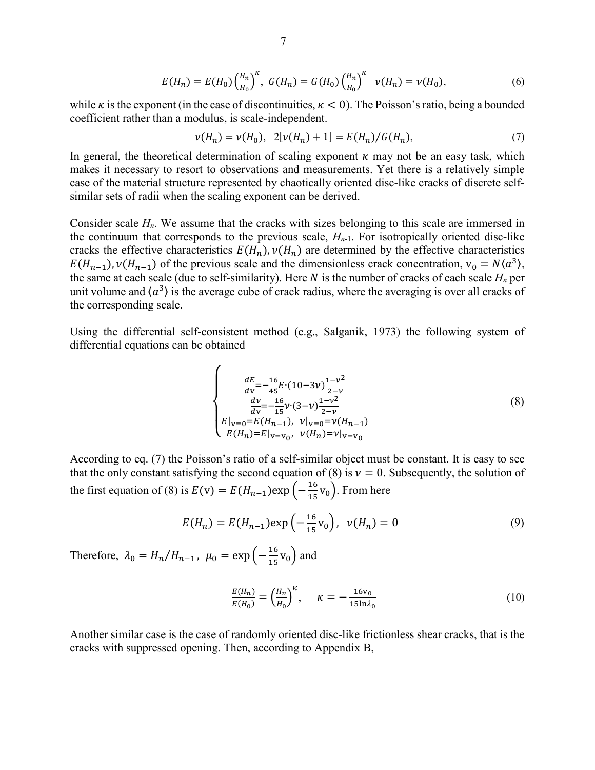$$E(H_n) = E(H_0)\left(\frac{H_n}{H_0}\right)^{\kappa},\ G(H_n) = G(H_0)\left(\frac{H_n}{H_0}\right)^{\kappa}\ \ \nu(H_n) = \nu(H_0), \tag{6}$$

while $\kappa$ is the exponent (in the case of discontinuities, $\kappa < 0$). The Poisson's ratio, being a bounded coefficient rather than a modulus, is scale-independent.

$$\nu(H_n) = \nu(H_0),\ \ 2[\nu(H_n) + 1] = E(H_n)/G(H_n), \tag{7}$$

In general, the theoretical determination of scaling exponent $\kappa$ may not be an easy task, which makes it necessary to resort to observations and measurements. Yet there is a relatively simple case of the material structure represented by chaotically oriented disc-like cracks of discrete self-similar sets of radii when the scaling exponent can be derived.

Consider scale $H_n$. We assume that the cracks with sizes belonging to this scale are immersed in the continuum that corresponds to the previous scale, $H_{n-1}$. For isotropically oriented disc-like cracks the effective characteristics $E(H_n), \nu(H_n)$ are determined by the effective characteristics $E(H_{n-1}), \nu(H_{n-1})$ of the previous scale and the dimensionless crack concentration, $\mathrm{v}_0 = N\langle a^3\rangle$, the same at each scale (due to self-similarity). Here $N$ is the number of cracks of each scale $H_n$ per unit volume and $\langle a^3\rangle$ is the average cube of crack radius, where the averaging is over all cracks of the corresponding scale.

Using the differential self-consistent method (e.g., Salganik, 1973) the following system of differential equations can be obtained

$$\begin{cases} \frac{dE}{d\mathrm{v}} = -\frac{16}{45}E\cdot(10-3\nu)\frac{1-\nu^2}{2-\nu} \\ \frac{d\nu}{d\mathrm{v}} = -\frac{16}{15}\nu\cdot(3-\nu)\frac{1-\nu^2}{2-\nu} \\ E|_{\mathrm{v}=0} = E(H_{n-1}),\ \ \nu|_{\mathrm{v}=0} = \nu(H_{n-1}) \\ E(H_n) = E|_{\mathrm{v}=\mathrm{v}_0},\ \ \nu(H_n) = \nu|_{\mathrm{v}=\mathrm{v}_0} \end{cases} \tag{8}$$

According to eq. (7) the Poisson's ratio of a self-similar object must be constant. It is easy to see that the only constant satisfying the second equation of (8) is $\nu = 0$. Subsequently, the solution of the first equation of (8) is $E(\mathrm{v}) = E(H_{n-1})\exp\left(-\frac{16}{15}\mathrm{v}_0\right)$. From here

$$E(H_n) = E(H_{n-1})\exp\left(-\frac{16}{15}\mathrm{v}_0\right),\ \ \nu(H_n) = 0 \tag{9}$$

Therefore, $\lambda_0 = H_n/H_{n-1}$, $\mu_0 = \exp\left(-\frac{16}{15}\mathrm{v}_0\right)$ and

$$\frac{E(H_n)}{E(H_0)} = \left(\frac{H_n}{H_0}\right)^{\kappa},\quad \kappa = -\frac{16\mathrm{v}_0}{15\ln\lambda_0} \tag{10}$$

Another similar case is the case of randomly oriented disc-like frictionless shear cracks, that is the cracks with suppressed opening. Then, according to Appendix B,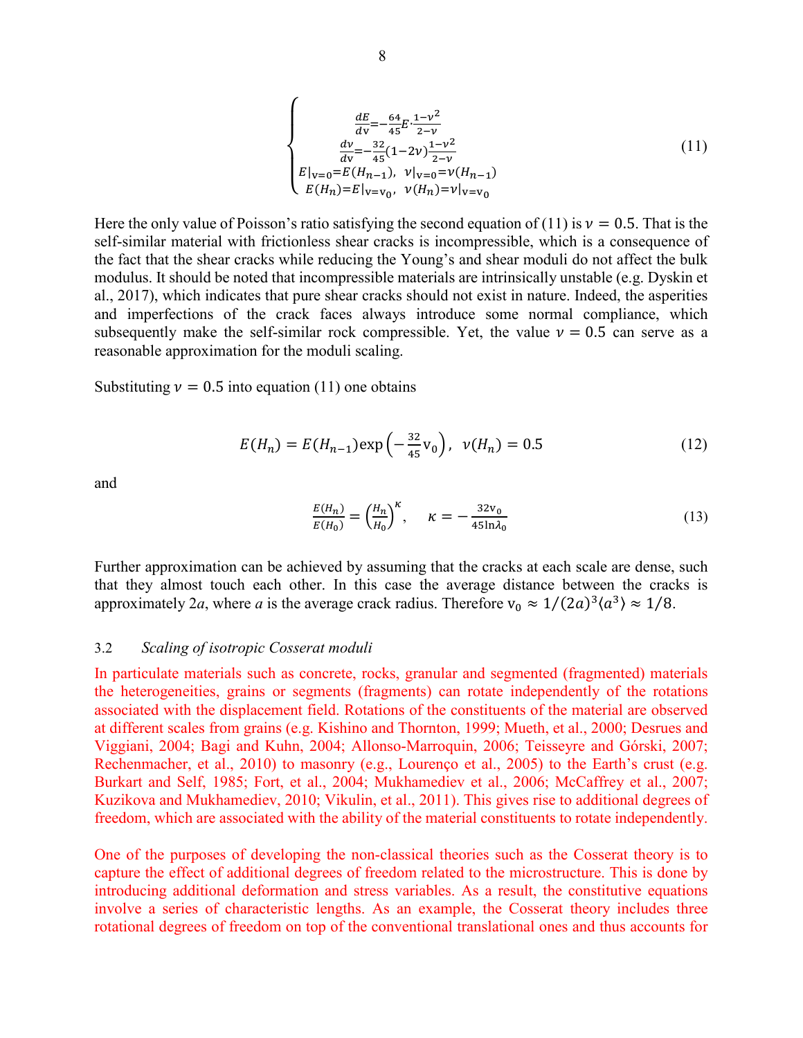$$
\begin{cases}
\frac{dE}{d\mathrm{v}} = -\frac{64}{45} E \cdot \frac{1-\nu^2}{2-\nu} \\
\frac{d\nu}{d\mathrm{v}} = -\frac{32}{45}(1-2\nu)\frac{1-\nu^2}{2-\nu} \\
E|_{\mathrm{v}=0} = E(H_{n-1}),\ \ \nu|_{\mathrm{v}=0} = \nu(H_{n-1}) \\
E(H_n) = E|_{\mathrm{v}=\mathrm{v}_0},\ \ \nu(H_n) = \nu|_{\mathrm{v}=\mathrm{v}_0}
\end{cases}
\tag{11}
$$

Here the only value of Poisson's ratio satisfying the second equation of (11) is $\nu = 0.5$. That is the self-similar material with frictionless shear cracks is incompressible, which is a consequence of the fact that the shear cracks while reducing the Young's and shear moduli do not affect the bulk modulus. It should be noted that incompressible materials are intrinsically unstable (e.g. Dyskin et al., 2017), which indicates that pure shear cracks should not exist in nature. Indeed, the asperities and imperfections of the crack faces always introduce some normal compliance, which subsequently make the self-similar rock compressible. Yet, the value $\nu = 0.5$ can serve as a reasonable approximation for the moduli scaling.

Substituting $\nu = 0.5$ into equation (11) one obtains

$$
E(H_n) = E(H_{n-1})\exp\left(-\frac{32}{45}\mathrm{v}_0\right),\ \ \nu(H_n) = 0.5 \tag{12}
$$

and

$$
\frac{E(H_n)}{E(H_0)} = \left(\frac{H_n}{H_0}\right)^{\kappa},\quad \kappa = -\frac{32\mathrm{v}_0}{45\ln\lambda_0} \tag{13}
$$

Further approximation can be achieved by assuming that the cracks at each scale are dense, such that they almost touch each other. In this case the average distance between the cracks is approximately $2a$, where $a$ is the average crack radius. Therefore $\mathrm{v}_0 \approx 1/(2a)^3\langle a^3\rangle \approx 1/8$.

### 3.2 *Scaling of isotropic Cosserat moduli*

In particulate materials such as concrete, rocks, granular and segmented (fragmented) materials the heterogeneities, grains or segments (fragments) can rotate independently of the rotations associated with the displacement field. Rotations of the constituents of the material are observed at different scales from grains (e.g. Kishino and Thornton, 1999; Mueth, et al., 2000; Desrues and Viggiani, 2004; Bagi and Kuhn, 2004; Allonso-Marroquin, 2006; Teisseyre and Górski, 2007; Rechenmacher, et al., 2010) to masonry (e.g., Lourenço et al., 2005) to the Earth's crust (e.g. Burkart and Self, 1985; Fort, et al., 2004; Mukhamediev et al., 2006; McCaffrey et al., 2007; Kuzikova and Mukhamediev, 2010; Vikulin, et al., 2011). This gives rise to additional degrees of freedom, which are associated with the ability of the material constituents to rotate independently.

One of the purposes of developing the non-classical theories such as the Cosserat theory is to capture the effect of additional degrees of freedom related to the microstructure. This is done by introducing additional deformation and stress variables. As a result, the constitutive equations involve a series of characteristic lengths. As an example, the Cosserat theory includes three rotational degrees of freedom on top of the conventional translational ones and thus accounts for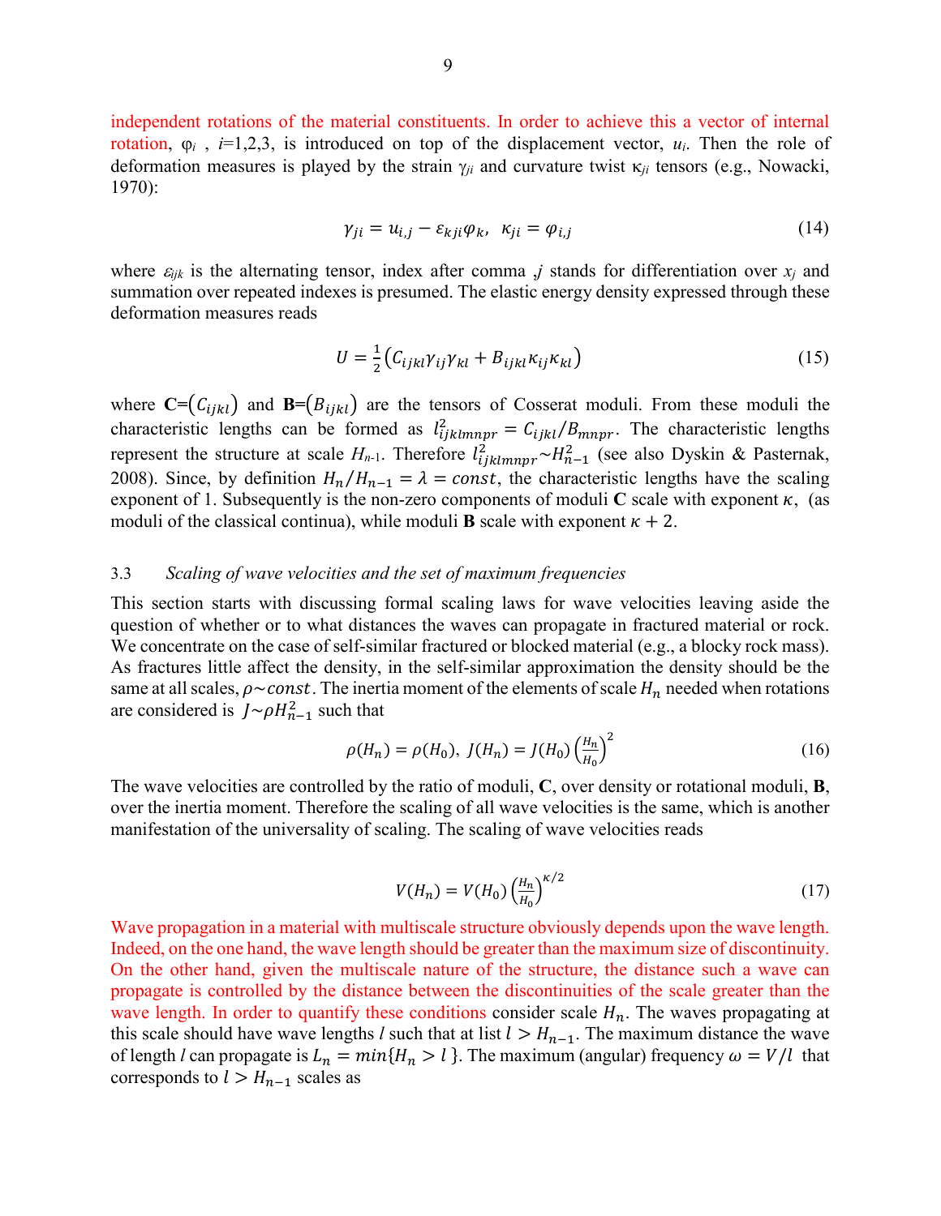independent rotations of the material constituents. In order to achieve this a vector of internal rotation, $\varphi_i$ , $i$=1,2,3, is introduced on top of the displacement vector, $u_i$. Then the role of deformation measures is played by the strain $\gamma_{ji}$ and curvature twist $\kappa_{ji}$ tensors (e.g., Nowacki, 1970):

$$\gamma_{ji} = u_{i,j} - \varepsilon_{kji}\varphi_k, \;\; \kappa_{ji} = \varphi_{i,j} \tag{14}$$

where $\varepsilon_{ijk}$ is the alternating tensor, index after comma $,j$ stands for differentiation over $x_j$ and summation over repeated indexes is presumed. The elastic energy density expressed through these deformation measures reads

$$U = \frac{1}{2}\left(C_{ijkl}\gamma_{ij}\gamma_{kl} + B_{ijkl}\kappa_{ij}\kappa_{kl}\right) \tag{15}$$

where $\mathbf{C}=(C_{ijkl})$ and $\mathbf{B}=(B_{ijkl})$ are the tensors of Cosserat moduli. From these moduli the characteristic lengths can be formed as $l^2_{ijklmnpr} = C_{ijkl}/B_{mnpr}$. The characteristic lengths represent the structure at scale $H_{n-1}$. Therefore $l^2_{ijklmnpr} \sim H^2_{n-1}$ (see also Dyskin & Pasternak, 2008). Since, by definition $H_n/H_{n-1} = \lambda = const$, the characteristic lengths have the scaling exponent of 1. Subsequently is the non-zero components of moduli **C** scale with exponent $\kappa$, (as moduli of the classical continua), while moduli **B** scale with exponent $\kappa + 2$.

### 3.3 *Scaling of wave velocities and the set of maximum frequencies*

This section starts with discussing formal scaling laws for wave velocities leaving aside the question of whether or to what distances the waves can propagate in fractured material or rock. We concentrate on the case of self-similar fractured or blocked material (e.g., a blocky rock mass). As fractures little affect the density, in the self-similar approximation the density should be the same at all scales, $\rho \sim const$. The inertia moment of the elements of scale $H_n$ needed when rotations are considered is $J \sim \rho H^2_{n-1}$ such that

$$\rho(H_n) = \rho(H_0), \; J(H_n) = J(H_0)\left(\frac{H_n}{H_0}\right)^2 \tag{16}$$

The wave velocities are controlled by the ratio of moduli, **C**, over density or rotational moduli, **B**, over the inertia moment. Therefore the scaling of all wave velocities is the same, which is another manifestation of the universality of scaling. The scaling of wave velocities reads

$$V(H_n) = V(H_0)\left(\frac{H_n}{H_0}\right)^{\kappa/2} \tag{17}$$

Wave propagation in a material with multiscale structure obviously depends upon the wave length. Indeed, on the one hand, the wave length should be greater than the maximum size of discontinuity. On the other hand, given the multiscale nature of the structure, the distance such a wave can propagate is controlled by the distance between the discontinuities of the scale greater than the wave length. In order to quantify these conditions consider scale $H_n$. The waves propagating at this scale should have wave lengths $l$ such that at list $l > H_{n-1}$. The maximum distance the wave of length $l$ can propagate is $L_n = min\{H_n > l\}$. The maximum (angular) frequency $\omega = V/l$ that corresponds to $l > H_{n-1}$ scales as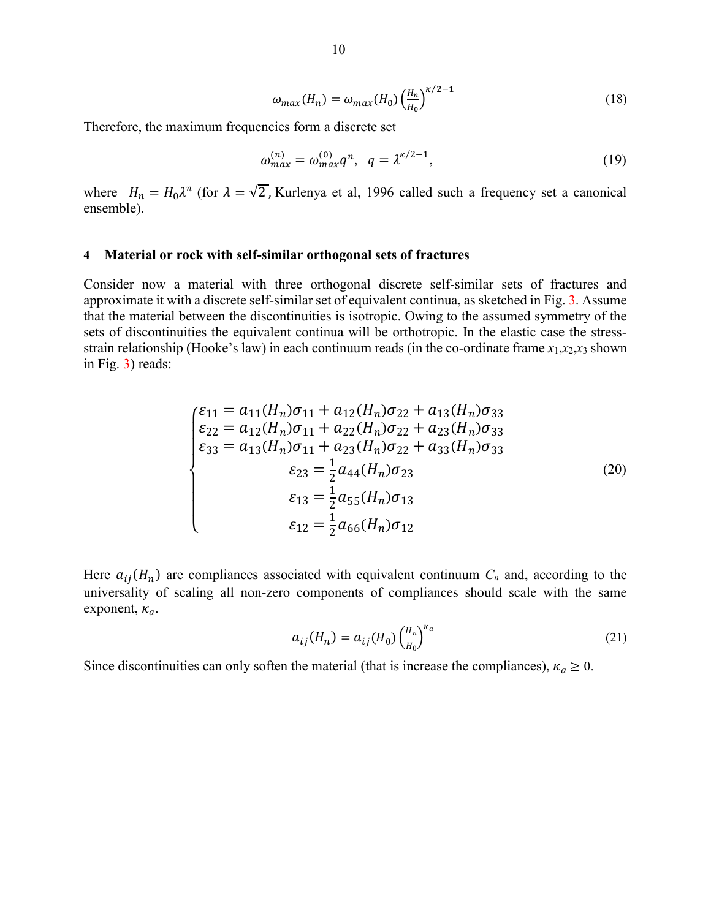$$\omega_{max}(H_n) = \omega_{max}(H_0)\left(\frac{H_n}{H_0}\right)^{\kappa/2-1} \tag{18}$$

Therefore, the maximum frequencies form a discrete set

$$\omega_{max}^{(n)} = \omega_{max}^{(0)} q^n, \quad q = \lambda^{\kappa/2-1}, \tag{19}$$

where $H_n = H_0\lambda^n$ (for $\lambda = \sqrt{2}$, Kurlenya et al, 1996 called such a frequency set a canonical ensemble).

## 4 Material or rock with self-similar orthogonal sets of fractures

Consider now a material with three orthogonal discrete self-similar sets of fractures and approximate it with a discrete self-similar set of equivalent continua, as sketched in Fig. 3. Assume that the material between the discontinuities is isotropic. Owing to the assumed symmetry of the sets of discontinuities the equivalent continua will be orthotropic. In the elastic case the stress-strain relationship (Hooke's law) in each continuum reads (in the co-ordinate frame $x_1$,$x_2$,$x_3$ shown in Fig. 3) reads:

$$\begin{cases} \varepsilon_{11} = a_{11}(H_n)\sigma_{11} + a_{12}(H_n)\sigma_{22} + a_{13}(H_n)\sigma_{33} \\ \varepsilon_{22} = a_{12}(H_n)\sigma_{11} + a_{22}(H_n)\sigma_{22} + a_{23}(H_n)\sigma_{33} \\ \varepsilon_{33} = a_{13}(H_n)\sigma_{11} + a_{23}(H_n)\sigma_{22} + a_{33}(H_n)\sigma_{33} \\ \varepsilon_{23} = \frac{1}{2}a_{44}(H_n)\sigma_{23} \\ \varepsilon_{13} = \frac{1}{2}a_{55}(H_n)\sigma_{13} \\ \varepsilon_{12} = \frac{1}{2}a_{66}(H_n)\sigma_{12} \end{cases} \tag{20}$$

Here $a_{ij}(H_n)$ are compliances associated with equivalent continuum $C_n$ and, according to the universality of scaling all non-zero components of compliances should scale with the same exponent, $\kappa_a$.

$$a_{ij}(H_n) = a_{ij}(H_0)\left(\frac{H_n}{H_0}\right)^{\kappa_a} \tag{21}$$

Since discontinuities can only soften the material (that is increase the compliances), $\kappa_a \geq 0$.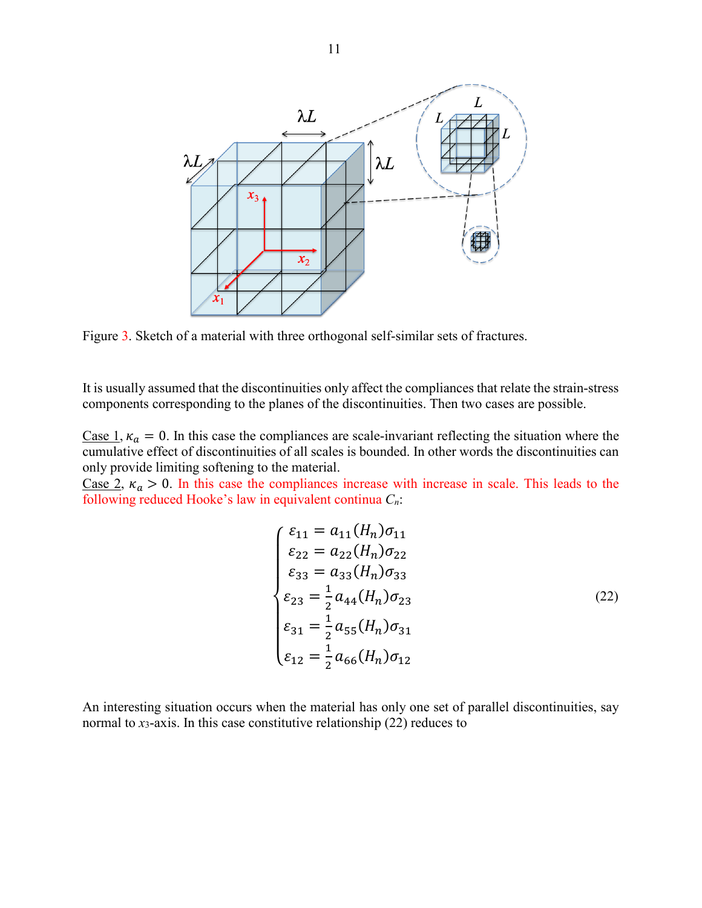Figure 3. Sketch of a material with three orthogonal self-similar sets of fractures.

It is usually assumed that the discontinuities only affect the compliances that relate the strain-stress components corresponding to the planes of the discontinuities. Then two cases are possible.

Case 1, $\kappa_a = 0$. In this case the compliances are scale-invariant reflecting the situation where the cumulative effect of discontinuities of all scales is bounded. In other words the discontinuities can only provide limiting softening to the material.

Case 2, $\kappa_a > 0$. In this case the compliances increase with increase in scale. This leads to the following reduced Hooke's law in equivalent continua $C_n$:

$$
\begin{cases}
\varepsilon_{11} = a_{11}(H_n)\sigma_{11} \\
\varepsilon_{22} = a_{22}(H_n)\sigma_{22} \\
\varepsilon_{33} = a_{33}(H_n)\sigma_{33} \\
\varepsilon_{23} = \frac{1}{2}a_{44}(H_n)\sigma_{23} \\
\varepsilon_{31} = \frac{1}{2}a_{55}(H_n)\sigma_{31} \\
\varepsilon_{12} = \frac{1}{2}a_{66}(H_n)\sigma_{12}
\end{cases}
\tag{22}
$$

An interesting situation occurs when the material has only one set of parallel discontinuities, say normal to $x_3$-axis. In this case constitutive relationship (22) reduces to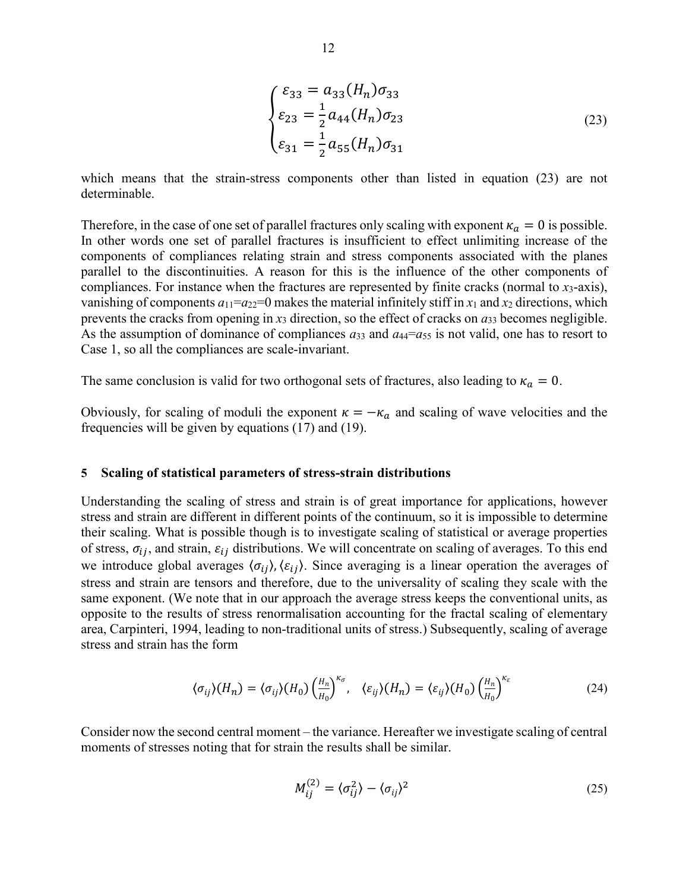$$
\begin{cases}
\varepsilon_{33} = a_{33}(H_n)\sigma_{33} \\
\varepsilon_{23} = \frac{1}{2}a_{44}(H_n)\sigma_{23} \\
\varepsilon_{31} = \frac{1}{2}a_{55}(H_n)\sigma_{31}
\end{cases}
\tag{23}
$$

which means that the strain-stress components other than listed in equation (23) are not determinable.

Therefore, in the case of one set of parallel fractures only scaling with exponent $\kappa_a = 0$ is possible. In other words one set of parallel fractures is insufficient to effect unlimiting increase of the components of compliances relating strain and stress components associated with the planes parallel to the discontinuities. A reason for this is the influence of the other components of compliances. For instance when the fractures are represented by finite cracks (normal to $x_3$-axis), vanishing of components $a_{11}=a_{22}=0$ makes the material infinitely stiff in $x_1$ and $x_2$ directions, which prevents the cracks from opening in $x_3$ direction, so the effect of cracks on $a_{33}$ becomes negligible. As the assumption of dominance of compliances $a_{33}$ and $a_{44}=a_{55}$ is not valid, one has to resort to Case 1, so all the compliances are scale-invariant.

The same conclusion is valid for two orthogonal sets of fractures, also leading to $\kappa_a = 0$.

Obviously, for scaling of moduli the exponent $\kappa = -\kappa_a$ and scaling of wave velocities and the frequencies will be given by equations (17) and (19).

## 5 Scaling of statistical parameters of stress-strain distributions

Understanding the scaling of stress and strain is of great importance for applications, however stress and strain are different in different points of the continuum, so it is impossible to determine their scaling. What is possible though is to investigate scaling of statistical or average properties of stress, $\sigma_{ij}$, and strain, $\varepsilon_{ij}$ distributions. We will concentrate on scaling of averages. To this end we introduce global averages $\langle\sigma_{ij}\rangle, \langle\varepsilon_{ij}\rangle$. Since averaging is a linear operation the averages of stress and strain are tensors and therefore, due to the universality of scaling they scale with the same exponent. (We note that in our approach the average stress keeps the conventional units, as opposite to the results of stress renormalisation accounting for the fractal scaling of elementary area, Carpinteri, 1994, leading to non-traditional units of stress.) Subsequently, scaling of average stress and strain has the form

$$
\langle\sigma_{ij}\rangle(H_n) = \langle\sigma_{ij}\rangle(H_0)\left(\frac{H_n}{H_0}\right)^{\kappa_\sigma}, \quad \langle\varepsilon_{ij}\rangle(H_n) = \langle\varepsilon_{ij}\rangle(H_0)\left(\frac{H_n}{H_0}\right)^{\kappa_\varepsilon}
\tag{24}
$$

Consider now the second central moment – the variance. Hereafter we investigate scaling of central moments of stresses noting that for strain the results shall be similar.

$$
M_{ij}^{(2)} = \langle\sigma_{ij}^2\rangle - \langle\sigma_{ij}\rangle^2
\tag{25}
$$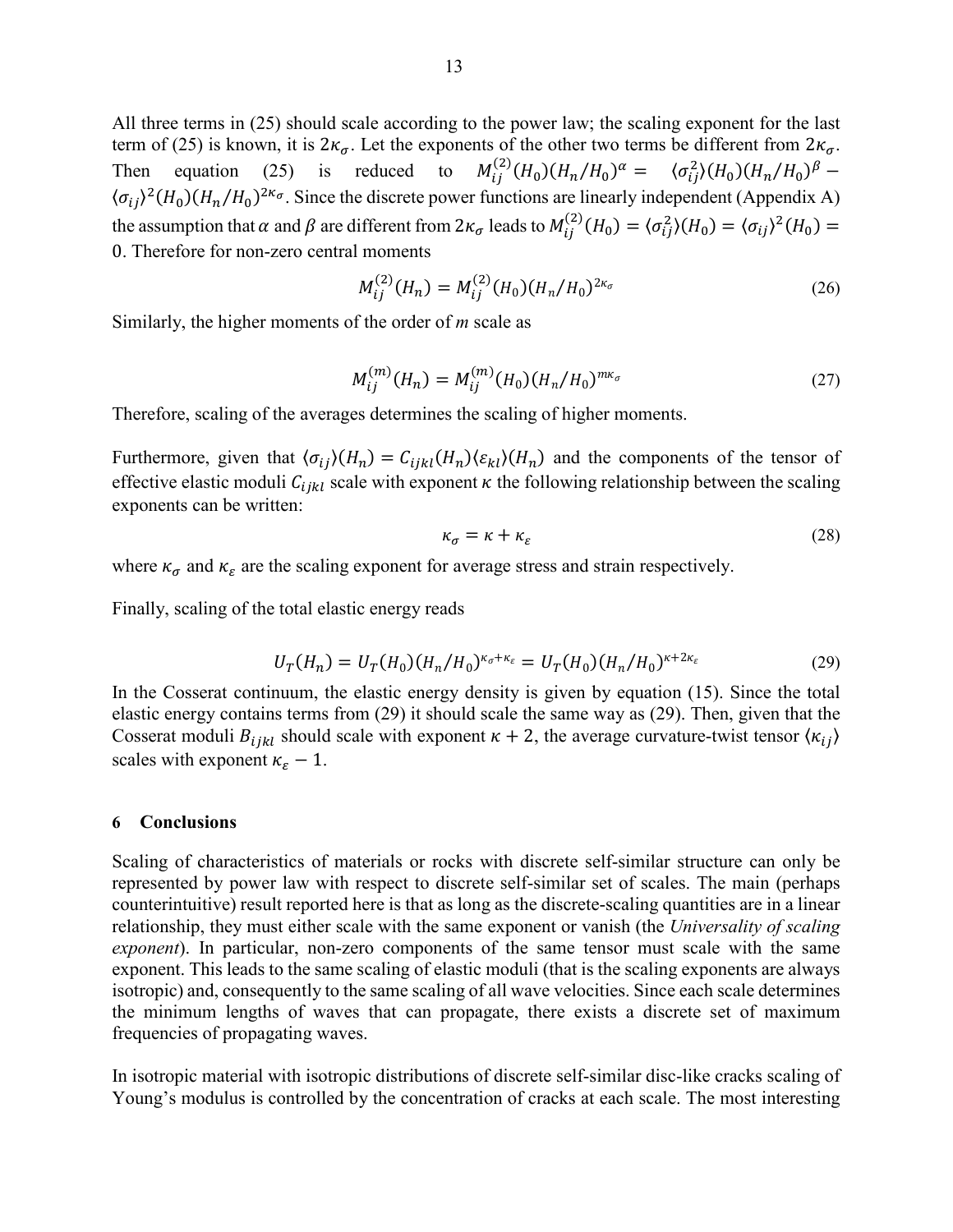All three terms in (25) should scale according to the power law; the scaling exponent for the last term of (25) is known, it is $2\kappa_\sigma$. Let the exponents of the other two terms be different from $2\kappa_\sigma$. Then equation (25) is reduced to $M_{ij}^{(2)}(H_0)(H_n/H_0)^\alpha = \langle\sigma_{ij}^2\rangle(H_0)(H_n/H_0)^\beta - \langle\sigma_{ij}\rangle^2(H_0)(H_n/H_0)^{2\kappa_\sigma}$. Since the discrete power functions are linearly independent (Appendix A) the assumption that $\alpha$ and $\beta$ are different from $2\kappa_\sigma$ leads to $M_{ij}^{(2)}(H_0) = \langle\sigma_{ij}^2\rangle(H_0) = \langle\sigma_{ij}\rangle^2(H_0) = 0$. Therefore for non-zero central moments

$$M_{ij}^{(2)}(H_n) = M_{ij}^{(2)}(H_0)(H_n/H_0)^{2\kappa_\sigma} \tag{26}$$

Similarly, the higher moments of the order of *m* scale as

$$M_{ij}^{(m)}(H_n) = M_{ij}^{(m)}(H_0)(H_n/H_0)^{m\kappa_\sigma} \tag{27}$$

Therefore, scaling of the averages determines the scaling of higher moments.

Furthermore, given that $\langle\sigma_{ij}\rangle(H_n) = C_{ijkl}(H_n)\langle\varepsilon_{kl}\rangle(H_n)$ and the components of the tensor of effective elastic moduli $C_{ijkl}$ scale with exponent $\kappa$ the following relationship between the scaling exponents can be written:

$$\kappa_\sigma = \kappa + \kappa_\varepsilon \tag{28}$$

where $\kappa_\sigma$ and $\kappa_\varepsilon$ are the scaling exponent for average stress and strain respectively.

Finally, scaling of the total elastic energy reads

$$U_T(H_n) = U_T(H_0)(H_n/H_0)^{\kappa_\sigma+\kappa_\varepsilon} = U_T(H_0)(H_n/H_0)^{\kappa+2\kappa_\varepsilon} \tag{29}$$

In the Cosserat continuum, the elastic energy density is given by equation (15). Since the total elastic energy contains terms from (29) it should scale the same way as (29). Then, given that the Cosserat moduli $B_{ijkl}$ should scale with exponent $\kappa + 2$, the average curvature-twist tensor $\langle\kappa_{ij}\rangle$ scales with exponent $\kappa_\varepsilon - 1$.

## 6 Conclusions

Scaling of characteristics of materials or rocks with discrete self-similar structure can only be represented by power law with respect to discrete self-similar set of scales. The main (perhaps counterintuitive) result reported here is that as long as the discrete-scaling quantities are in a linear relationship, they must either scale with the same exponent or vanish (the *Universality of scaling exponent*). In particular, non-zero components of the same tensor must scale with the same exponent. This leads to the same scaling of elastic moduli (that is the scaling exponents are always isotropic) and, consequently to the same scaling of all wave velocities. Since each scale determines the minimum lengths of waves that can propagate, there exists a discrete set of maximum frequencies of propagating waves.

In isotropic material with isotropic distributions of discrete self-similar disc-like cracks scaling of Young's modulus is controlled by the concentration of cracks at each scale. The most interesting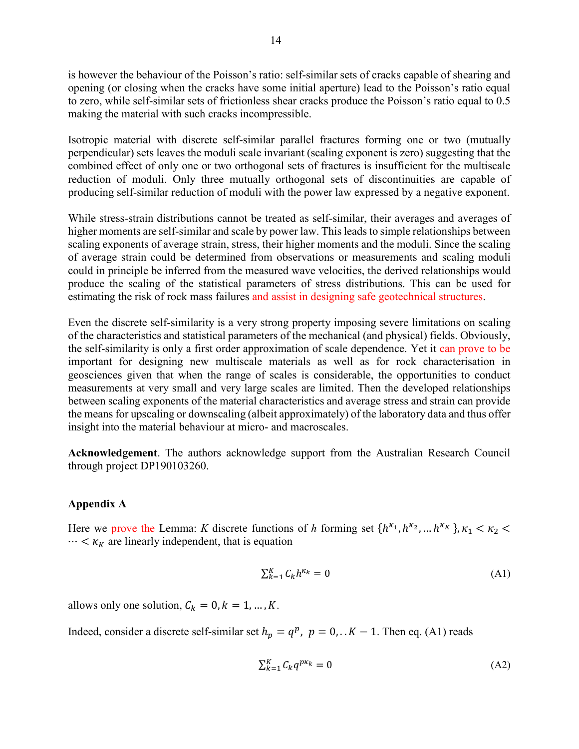is however the behaviour of the Poisson's ratio: self-similar sets of cracks capable of shearing and opening (or closing when the cracks have some initial aperture) lead to the Poisson's ratio equal to zero, while self-similar sets of frictionless shear cracks produce the Poisson's ratio equal to 0.5 making the material with such cracks incompressible.

Isotropic material with discrete self-similar parallel fractures forming one or two (mutually perpendicular) sets leaves the moduli scale invariant (scaling exponent is zero) suggesting that the combined effect of only one or two orthogonal sets of fractures is insufficient for the multiscale reduction of moduli. Only three mutually orthogonal sets of discontinuities are capable of producing self-similar reduction of moduli with the power law expressed by a negative exponent.

While stress-strain distributions cannot be treated as self-similar, their averages and averages of higher moments are self-similar and scale by power law. This leads to simple relationships between scaling exponents of average strain, stress, their higher moments and the moduli. Since the scaling of average strain could be determined from observations or measurements and scaling moduli could in principle be inferred from the measured wave velocities, the derived relationships would produce the scaling of the statistical parameters of stress distributions. This can be used for estimating the risk of rock mass failures and assist in designing safe geotechnical structures.

Even the discrete self-similarity is a very strong property imposing severe limitations on scaling of the characteristics and statistical parameters of the mechanical (and physical) fields. Obviously, the self-similarity is only a first order approximation of scale dependence. Yet it can prove to be important for designing new multiscale materials as well as for rock characterisation in geosciences given that when the range of scales is considerable, the opportunities to conduct measurements at very small and very large scales are limited. Then the developed relationships between scaling exponents of the material characteristics and average stress and strain can provide the means for upscaling or downscaling (albeit approximately) of the laboratory data and thus offer insight into the material behaviour at micro- and macroscales.

**Acknowledgement**. The authors acknowledge support from the Australian Research Council through project DP190103260.

### Appendix A

Here we prove the Lemma: $K$ discrete functions of $h$ forming set $\{h^{\kappa_1}, h^{\kappa_2}, \dots h^{\kappa_K}\}, \kappa_1 < \kappa_2 < \dots < \kappa_K$ are linearly independent, that is equation

$$\sum_{k=1}^{K} C_k h^{\kappa_k} = 0 \tag{A1}$$

allows only one solution, $C_k = 0, k = 1, \dots, K$.

Indeed, consider a discrete self-similar set $h_p = q^p,\ p = 0, .. K-1$. Then eq. (A1) reads

$$\sum_{k=1}^{K} C_k q^{p\kappa_k} = 0 \tag{A2}$$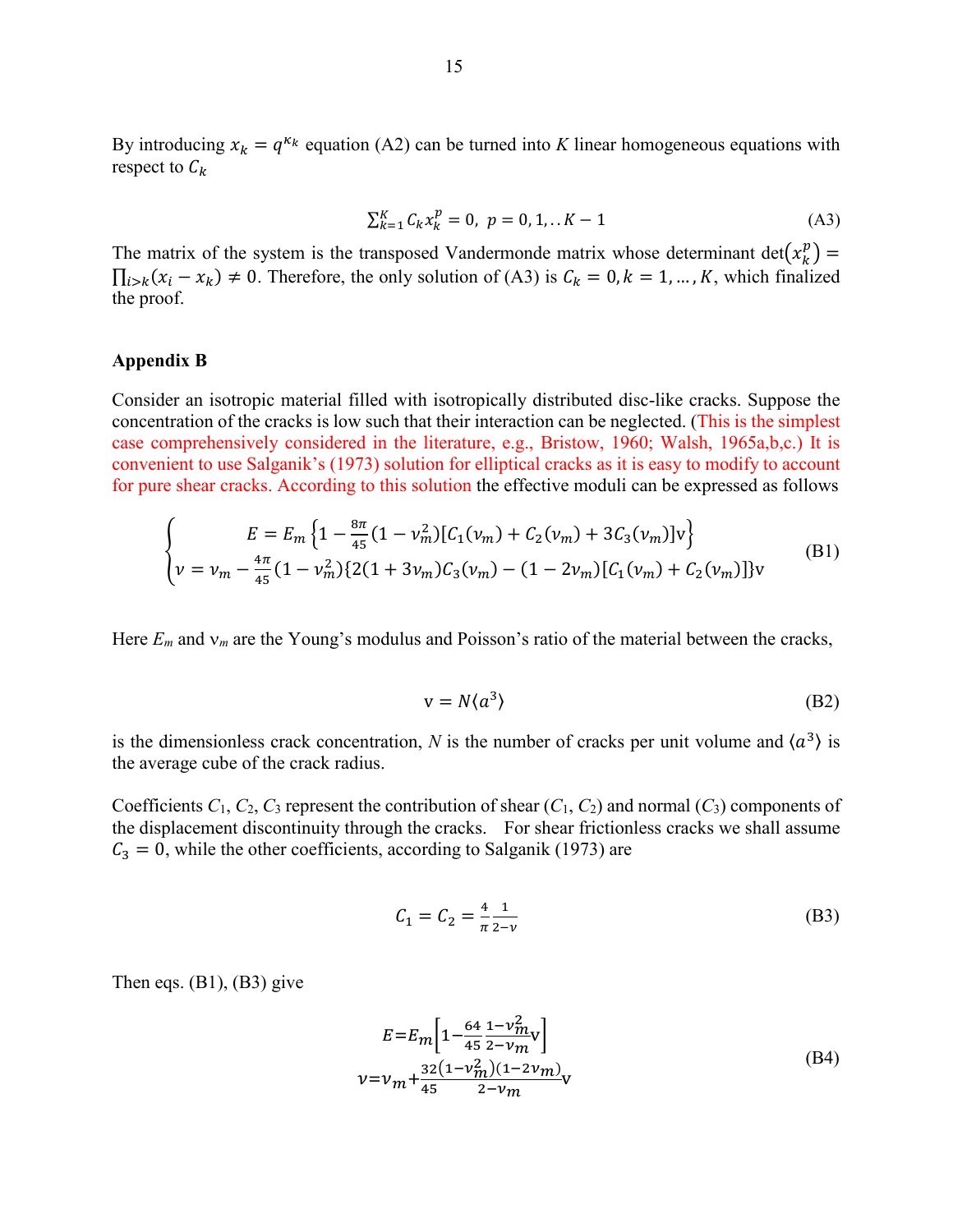By introducing $x_k = q^{\kappa_k}$ equation (A2) can be turned into $K$ linear homogeneous equations with respect to $C_k$

$$\sum_{k=1}^{K} C_k x_k^p = 0,\ p = 0, 1, .. K-1 \tag{A3}$$

The matrix of the system is the transposed Vandermonde matrix whose determinant $\det(x_k^p) = \prod_{i>k}(x_i - x_k) \neq 0$. Therefore, the only solution of (A3) is $C_k = 0, k = 1, \ldots, K$, which finalized the proof.

### Appendix B

Consider an isotropic material filled with isotropically distributed disc-like cracks. Suppose the concentration of the cracks is low such that their interaction can be neglected. (This is the simplest case comprehensively considered in the literature, e.g., Bristow, 1960; Walsh, 1965a,b,c.) It is convenient to use Salganik's (1973) solution for elliptical cracks as it is easy to modify to account for pure shear cracks. According to this solution the effective moduli can be expressed as follows

$$\begin{cases} E = E_m\left\{1 - \frac{8\pi}{45}(1-\nu_m^2)[C_1(\nu_m) + C_2(\nu_m) + 3C_3(\nu_m)]\mathrm{v}\right\} \\ \nu = \nu_m - \frac{4\pi}{45}(1-\nu_m^2)\{2(1+3\nu_m)C_3(\nu_m) - (1-2\nu_m)[C_1(\nu_m) + C_2(\nu_m)]\}\mathrm{v} \end{cases} \tag{B1}$$

Here $E_m$ and $\nu_m$ are the Young's modulus and Poisson's ratio of the material between the cracks,

$$\mathrm{v} = N\langle a^3 \rangle \tag{B2}$$

is the dimensionless crack concentration, $N$ is the number of cracks per unit volume and $\langle a^3 \rangle$ is the average cube of the crack radius.

Coefficients $C_1$, $C_2$, $C_3$ represent the contribution of shear ($C_1$, $C_2$) and normal ($C_3$) components of the displacement discontinuity through the cracks. For shear frictionless cracks we shall assume $C_3 = 0$, while the other coefficients, according to Salganik (1973) are

$$C_1 = C_2 = \frac{4}{\pi}\frac{1}{2-\nu} \tag{B3}$$

Then eqs. (B1), (B3) give

$$\begin{gathered} E = E_m\left[1 - \frac{64}{45}\frac{1-\nu_m^2}{2-\nu_m}\mathrm{v}\right] \\ \nu = \nu_m + \frac{32}{45}\frac{(1-\nu_m^2)(1-2\nu_m)}{2-\nu_m}\mathrm{v} \end{gathered} \tag{B4}$$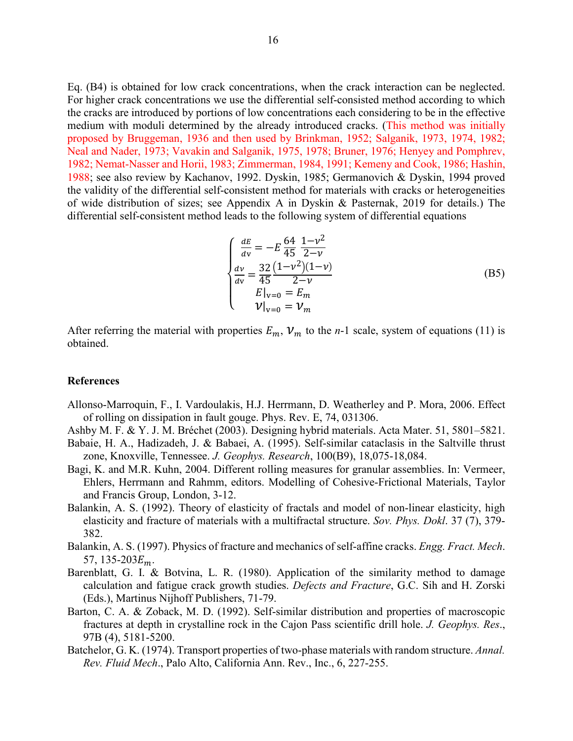Eq. (B4) is obtained for low crack concentrations, when the crack interaction can be neglected. For higher crack concentrations we use the differential self-consisted method according to which the cracks are introduced by portions of low concentrations each considering to be in the effective medium with moduli determined by the already introduced cracks. (This method was initially proposed by Bruggeman, 1936 and then used by Brinkman, 1952; Salganik, 1973, 1974, 1982; Neal and Nader, 1973; Vavakin and Salganik, 1975, 1978; Bruner, 1976; Henyey and Pomphrev, 1982; Nemat-Nasser and Horii, 1983; Zimmerman, 1984, 1991; Kemeny and Cook, 1986; Hashin, 1988; see also review by Kachanov, 1992. Dyskin, 1985; Germanovich & Dyskin, 1994 proved the validity of the differential self-consistent method for materials with cracks or heterogeneities of wide distribution of sizes; see Appendix A in Dyskin & Pasternak, 2019 for details.) The differential self-consistent method leads to the following system of differential equations

$$\begin{cases} \frac{dE}{d\mathrm{v}} = -E\,\frac{64}{45}\,\frac{1-\nu^2}{2-\nu} \\ \frac{d\nu}{d\mathrm{v}} = \frac{32}{45}\frac{(1-\nu^2)(1-\nu)}{2-\nu} \\ E|_{\mathrm{v}=0} = E_m \\ \nu|_{\mathrm{v}=0} = \nu_m \end{cases} \tag{B5}$$

After referring the material with properties $E_m$, $\nu_m$ to the *n*-1 scale, system of equations (11) is obtained.

### References

Allonso-Marroquin, F., I. Vardoulakis, H.J. Herrmann, D. Weatherley and P. Mora, 2006. Effect of rolling on dissipation in fault gouge. Phys. Rev. E, 74, 031306.

Ashby M. F. & Y. J. M. Bréchet (2003). Designing hybrid materials. Acta Mater. 51, 5801–5821.

Babaie, H. A., Hadizadeh, J. & Babaei, A. (1995). Self-similar cataclasis in the Saltville thrust zone, Knoxville, Tennessee. *J. Geophys. Research*, 100(B9), 18,075-18,084.

Bagi, K. and M.R. Kuhn, 2004. Different rolling measures for granular assemblies. In: Vermeer, Ehlers, Herrmann and Rahmm, editors. Modelling of Cohesive-Frictional Materials, Taylor and Francis Group, London, 3-12.

Balankin, A. S. (1992). Theory of elasticity of fractals and model of non-linear elasticity, high elasticity and fracture of materials with a multifractal structure. *Sov. Phys. Dokl*. 37 (7), 379-382.

Balankin, A. S. (1997). Physics of fracture and mechanics of self-affine cracks. *Engg. Fract. Mech*. 57, 135-203$E_m$.

Barenblatt, G. I. & Botvina, L. R. (1980). Application of the similarity method to damage calculation and fatigue crack growth studies. *Defects and Fracture*, G.C. Sih and H. Zorski (Eds.), Martinus Nijhoff Publishers, 71-79.

Barton, C. A. & Zoback, M. D. (1992). Self-similar distribution and properties of macroscopic fractures at depth in crystalline rock in the Cajon Pass scientific drill hole. *J. Geophys. Res*., 97B (4), 5181-5200.

Batchelor, G. K. (1974). Transport properties of two-phase materials with random structure. *Annal. Rev. Fluid Mech*., Palo Alto, California Ann. Rev., Inc., 6, 227-255.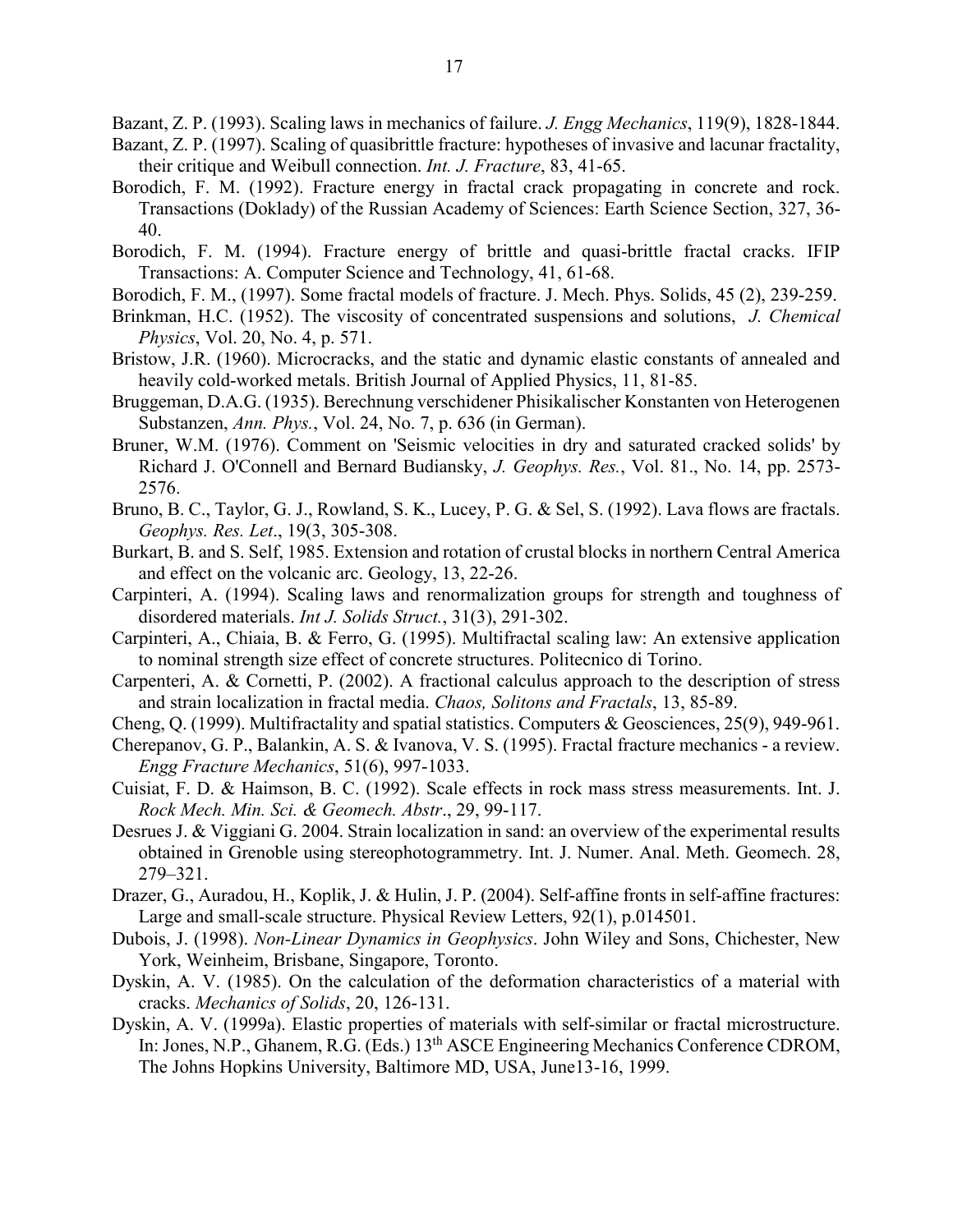Bazant, Z. P. (1993). Scaling laws in mechanics of failure. *J. Engg Mechanics*, 119(9), 1828-1844.

Bazant, Z. P. (1997). Scaling of quasibrittle fracture: hypotheses of invasive and lacunar fractality, their critique and Weibull connection. *Int. J. Fracture*, 83, 41-65.

Borodich, F. M. (1992). Fracture energy in fractal crack propagating in concrete and rock. Transactions (Doklady) of the Russian Academy of Sciences: Earth Science Section, 327, 36-40.

Borodich, F. M. (1994). Fracture energy of brittle and quasi-brittle fractal cracks. IFIP Transactions: A. Computer Science and Technology, 41, 61-68.

Borodich, F. M., (1997). Some fractal models of fracture. J. Mech. Phys. Solids, 45 (2), 239-259.

Brinkman, H.C. (1952). The viscosity of concentrated suspensions and solutions, *J. Chemical Physics*, Vol. 20, No. 4, p. 571.

Bristow, J.R. (1960). Microcracks, and the static and dynamic elastic constants of annealed and heavily cold-worked metals. British Journal of Applied Physics, 11, 81-85.

Bruggeman, D.A.G. (1935). Berechnung verschidener Phisikalischer Konstanten von Heterogenen Substanzen, *Ann. Phys.*, Vol. 24, No. 7, p. 636 (in German).

Bruner, W.M. (1976). Comment on 'Seismic velocities in dry and saturated cracked solids' by Richard J. O'Connell and Bernard Budiansky, *J. Geophys. Res.*, Vol. 81., No. 14, pp. 2573-2576.

Bruno, B. C., Taylor, G. J., Rowland, S. K., Lucey, P. G. & Sel, S. (1992). Lava flows are fractals. *Geophys. Res. Let*., 19(3, 305-308.

Burkart, B. and S. Self, 1985. Extension and rotation of crustal blocks in northern Central America and effect on the volcanic arc. Geology, 13, 22-26.

Carpinteri, A. (1994). Scaling laws and renormalization groups for strength and toughness of disordered materials. *Int J. Solids Struct.*, 31(3), 291-302.

Carpinteri, A., Chiaia, B. & Ferro, G. (1995). Multifractal scaling law: An extensive application to nominal strength size effect of concrete structures. Politecnico di Torino.

Carpenteri, A. & Cornetti, P. (2002). A fractional calculus approach to the description of stress and strain localization in fractal media. *Chaos, Solitons and Fractals*, 13, 85-89.

Cheng, Q. (1999). Multifractality and spatial statistics. Computers & Geosciences, 25(9), 949-961.

Cherepanov, G. P., Balankin, A. S. & Ivanova, V. S. (1995). Fractal fracture mechanics - a review. *Engg Fracture Mechanics*, 51(6), 997-1033.

Cuisiat, F. D. & Haimson, B. C. (1992). Scale effects in rock mass stress measurements. Int. J. *Rock Mech. Min. Sci. & Geomech. Abstr*., 29, 99-117.

Desrues J. & Viggiani G. 2004. Strain localization in sand: an overview of the experimental results obtained in Grenoble using stereophotogrammetry. Int. J. Numer. Anal. Meth. Geomech. 28, 279–321.

Drazer, G., Auradou, H., Koplik, J. & Hulin, J. P. (2004). Self-affine fronts in self-affine fractures: Large and small-scale structure. Physical Review Letters, 92(1), p.014501.

Dubois, J. (1998). *Non-Linear Dynamics in Geophysics*. John Wiley and Sons, Chichester, New York, Weinheim, Brisbane, Singapore, Toronto.

Dyskin, A. V. (1985). On the calculation of the deformation characteristics of a material with cracks. *Mechanics of Solids*, 20, 126-131.

Dyskin, A. V. (1999a). Elastic properties of materials with self-similar or fractal microstructure. In: Jones, N.P., Ghanem, R.G. (Eds.) 13th ASCE Engineering Mechanics Conference CDROM, The Johns Hopkins University, Baltimore MD, USA, June13-16, 1999.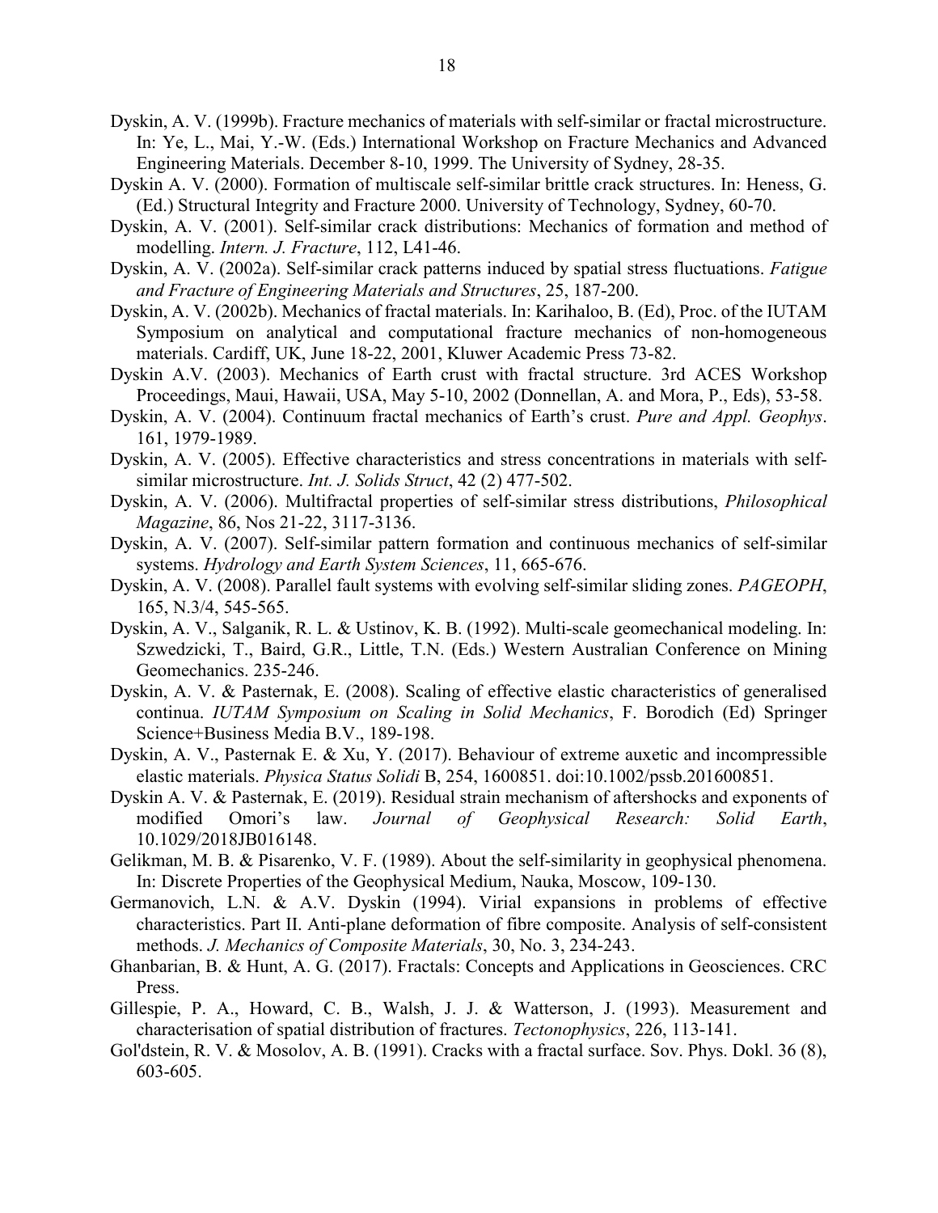Dyskin, A. V. (1999b). Fracture mechanics of materials with self-similar or fractal microstructure. In: Ye, L., Mai, Y.-W. (Eds.) International Workshop on Fracture Mechanics and Advanced Engineering Materials. December 8-10, 1999. The University of Sydney, 28-35.

Dyskin A. V. (2000). Formation of multiscale self-similar brittle crack structures. In: Heness, G. (Ed.) Structural Integrity and Fracture 2000. University of Technology, Sydney, 60-70.

Dyskin, A. V. (2001). Self-similar crack distributions: Mechanics of formation and method of modelling. *Intern. J. Fracture*, 112, L41-46.

Dyskin, A. V. (2002a). Self-similar crack patterns induced by spatial stress fluctuations. *Fatigue and Fracture of Engineering Materials and Structures*, 25, 187-200.

Dyskin, A. V. (2002b). Mechanics of fractal materials. In: Karihaloo, B. (Ed), Proc. of the IUTAM Symposium on analytical and computational fracture mechanics of non-homogeneous materials. Cardiff, UK, June 18-22, 2001, Kluwer Academic Press 73-82.

Dyskin A.V. (2003). Mechanics of Earth crust with fractal structure. 3rd ACES Workshop Proceedings, Maui, Hawaii, USA, May 5-10, 2002 (Donnellan, A. and Mora, P., Eds), 53-58.

Dyskin, A. V. (2004). Continuum fractal mechanics of Earth's crust. *Pure and Appl. Geophys*. 161, 1979-1989.

Dyskin, A. V. (2005). Effective characteristics and stress concentrations in materials with self-similar microstructure. *Int. J. Solids Struct*, 42 (2) 477-502.

Dyskin, A. V. (2006). Multifractal properties of self-similar stress distributions, *Philosophical Magazine*, 86, Nos 21-22, 3117-3136.

Dyskin, A. V. (2007). Self-similar pattern formation and continuous mechanics of self-similar systems. *Hydrology and Earth System Sciences*, 11, 665-676.

Dyskin, A. V. (2008). Parallel fault systems with evolving self-similar sliding zones. *PAGEOPH*, 165, N.3/4, 545-565.

Dyskin, A. V., Salganik, R. L. & Ustinov, K. B. (1992). Multi-scale geomechanical modeling. In: Szwedzicki, T., Baird, G.R., Little, T.N. (Eds.) Western Australian Conference on Mining Geomechanics. 235-246.

Dyskin, A. V. & Pasternak, E. (2008). Scaling of effective elastic characteristics of generalised continua. *IUTAM Symposium on Scaling in Solid Mechanics*, F. Borodich (Ed) Springer Science+Business Media B.V., 189-198.

Dyskin, A. V., Pasternak E. & Xu, Y. (2017). Behaviour of extreme auxetic and incompressible elastic materials. *Physica Status Solidi* B, 254, 1600851. doi:10.1002/pssb.201600851.

Dyskin A. V. & Pasternak, E. (2019). Residual strain mechanism of aftershocks and exponents of modified Omori's law. *Journal of Geophysical Research: Solid Earth*, 10.1029/2018JB016148.

Gelikman, M. B. & Pisarenko, V. F. (1989). About the self-similarity in geophysical phenomena. In: Discrete Properties of the Geophysical Medium, Nauka, Moscow, 109-130.

Germanovich, L.N. & A.V. Dyskin (1994). Virial expansions in problems of effective characteristics. Part II. Anti-plane deformation of fibre composite. Analysis of self-consistent methods. *J. Mechanics of Composite Materials*, 30, No. 3, 234-243.

Ghanbarian, B. & Hunt, A. G. (2017). Fractals: Concepts and Applications in Geosciences. CRC Press.

Gillespie, P. A., Howard, C. B., Walsh, J. J. & Watterson, J. (1993). Measurement and characterisation of spatial distribution of fractures. *Tectonophysics*, 226, 113-141.

Gol'dstein, R. V. & Mosolov, A. B. (1991). Cracks with a fractal surface. Sov. Phys. Dokl. 36 (8), 603-605.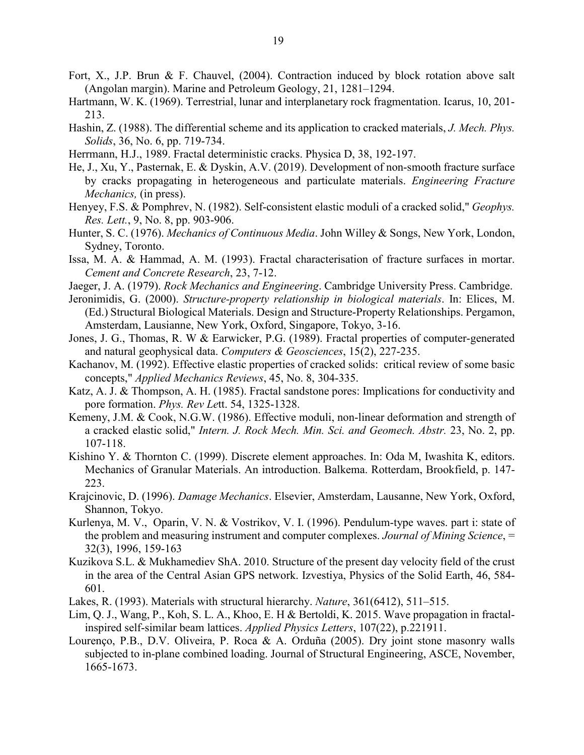Fort, X., J.P. Brun & F. Chauvel, (2004). Contraction induced by block rotation above salt (Angolan margin). Marine and Petroleum Geology, 21, 1281–1294.

Hartmann, W. K. (1969). Terrestrial, lunar and interplanetary rock fragmentation. Icarus, 10, 201-213.

Hashin, Z. (1988). The differential scheme and its application to cracked materials, *J. Mech. Phys. Solids*, 36, No. 6, pp. 719-734.

Herrmann, H.J., 1989. Fractal deterministic cracks. Physica D, 38, 192-197.

He, J., Xu, Y., Pasternak, E. & Dyskin, A.V. (2019). Development of non-smooth fracture surface by cracks propagating in heterogeneous and particulate materials. *Engineering Fracture Mechanics,* (in press).

Henyey, F.S. & Pomphrev, N. (1982). Self-consistent elastic moduli of a cracked solid," *Geophys. Res. Lett.*, 9, No. 8, pp. 903-906.

Hunter, S. C. (1976). *Mechanics of Continuous Media*. John Willey & Songs, New York, London, Sydney, Toronto.

Issa, M. A. & Hammad, A. M. (1993). Fractal characterisation of fracture surfaces in mortar. *Cement and Concrete Research*, 23, 7-12.

Jaeger, J. A. (1979). *Rock Mechanics and Engineering*. Cambridge University Press. Cambridge.

Jeronimidis, G. (2000). *Structure-property relationship in biological materials*. In: Elices, M. (Ed.) Structural Biological Materials. Design and Structure-Property Relationships. Pergamon, Amsterdam, Lausianne, New York, Oxford, Singapore, Tokyo, 3-16.

Jones, J. G., Thomas, R. W & Earwicker, P.G. (1989). Fractal properties of computer-generated and natural geophysical data. *Computers & Geosciences*, 15(2), 227-235.

Kachanov, M. (1992). Effective elastic properties of cracked solids: critical review of some basic concepts," *Applied Mechanics Reviews*, 45, No. 8, 304-335.

Katz, A. J. & Thompson, A. H. (1985). Fractal sandstone pores: Implications for conductivity and pore formation. *Phys. Rev Le*tt. 54, 1325-1328.

Kemeny, J.M. & Cook, N.G.W. (1986). Effective moduli, non-linear deformation and strength of a cracked elastic solid," *Intern. J. Rock Mech. Min. Sci. and Geomech. Abstr.* 23, No. 2, pp. 107-118.

Kishino Y. & Thornton C. (1999). Discrete element approaches. In: Oda M, Iwashita K, editors. Mechanics of Granular Materials. An introduction. Balkema. Rotterdam, Brookfield, p. 147-223.

Krajcinovic, D. (1996). *Damage Mechanics*. Elsevier, Amsterdam, Lausanne, New York, Oxford, Shannon, Tokyo.

Kurlenya, M. V., Oparin, V. N. & Vostrikov, V. I. (1996). Pendulum-type waves. part i: state of the problem and measuring instrument and computer complexes. *Journal of Mining Science*, = 32(3), 1996, 159-163

Kuzikova S.L. & Mukhamediev ShA. 2010. Structure of the present day velocity field of the crust in the area of the Central Asian GPS network. Izvestiya, Physics of the Solid Earth, 46, 584-601.

Lakes, R. (1993). Materials with structural hierarchy. *Nature*, 361(6412), 511–515.

Lim, Q. J., Wang, P., Koh, S. L. A., Khoo, E. H & Bertoldi, K. 2015. Wave propagation in fractal-inspired self-similar beam lattices. *Applied Physics Letters*, 107(22), p.221911.

Lourenço, P.B., D.V. Oliveira, P. Roca & A. Orduña (2005). Dry joint stone masonry walls subjected to in-plane combined loading. Journal of Structural Engineering, ASCE, November, 1665-1673.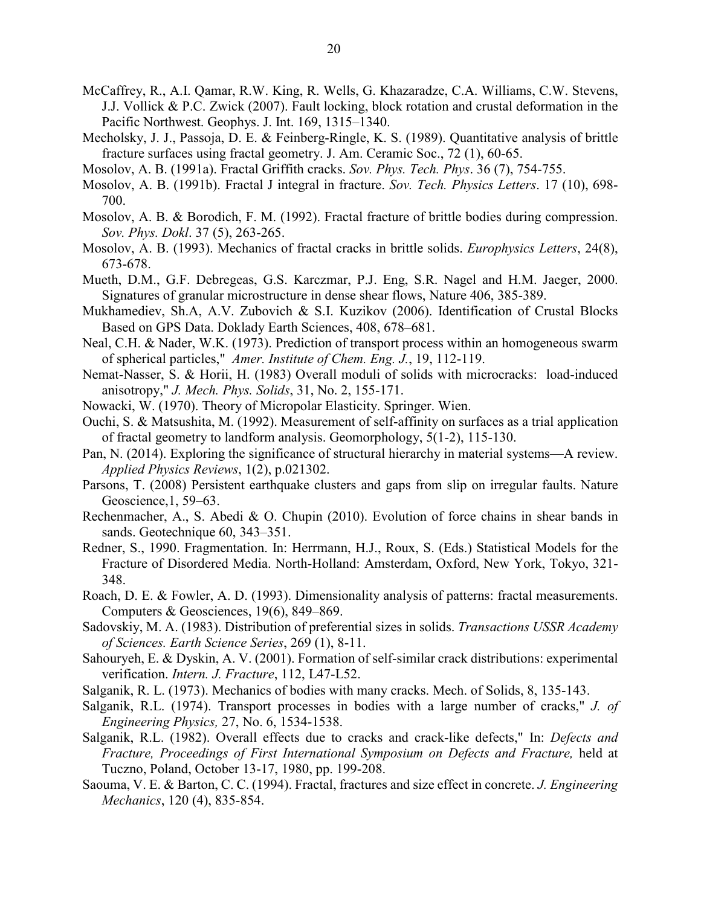McCaffrey, R., A.I. Qamar, R.W. King, R. Wells, G. Khazaradze, C.A. Williams, C.W. Stevens, J.J. Vollick & P.C. Zwick (2007). Fault locking, block rotation and crustal deformation in the Pacific Northwest. Geophys. J. Int. 169, 1315–1340.

Mecholsky, J. J., Passoja, D. E. & Feinberg-Ringle, K. S. (1989). Quantitative analysis of brittle fracture surfaces using fractal geometry. J. Am. Ceramic Soc., 72 (1), 60-65.

Mosolov, A. B. (1991a). Fractal Griffith cracks. *Sov. Phys. Tech. Phys*. 36 (7), 754-755.

Mosolov, A. B. (1991b). Fractal J integral in fracture. *Sov. Tech. Physics Letters*. 17 (10), 698-700.

Mosolov, A. B. & Borodich, F. M. (1992). Fractal fracture of brittle bodies during compression. *Sov. Phys. Dokl*. 37 (5), 263-265.

Mosolov, A. B. (1993). Mechanics of fractal cracks in brittle solids. *Europhysics Letters*, 24(8), 673-678.

Mueth, D.M., G.F. Debregeas, G.S. Karczmar, P.J. Eng, S.R. Nagel and H.M. Jaeger, 2000. Signatures of granular microstructure in dense shear flows, Nature 406, 385-389.

Mukhamediev, Sh.A, A.V. Zubovich & S.I. Kuzikov (2006). Identification of Crustal Blocks Based on GPS Data. Doklady Earth Sciences, 408, 678–681.

Neal, C.H. & Nader, W.K. (1973). Prediction of transport process within an homogeneous swarm of spherical particles," *Amer. Institute of Chem. Eng. J.*, 19, 112-119.

Nemat-Nasser, S. & Horii, H. (1983) Overall moduli of solids with microcracks: load-induced anisotropy," *J. Mech. Phys. Solids*, 31, No. 2, 155-171.

Nowacki, W. (1970). Theory of Micropolar Elasticity. Springer. Wien.

Ouchi, S. & Matsushita, M. (1992). Measurement of self-affinity on surfaces as a trial application of fractal geometry to landform analysis. Geomorphology, 5(1-2), 115-130.

Pan, N. (2014). Exploring the significance of structural hierarchy in material systems—A review. *Applied Physics Reviews*, 1(2), p.021302.

Parsons, T. (2008) Persistent earthquake clusters and gaps from slip on irregular faults. Nature Geoscience,1, 59–63.

Rechenmacher, A., S. Abedi & O. Chupin (2010). Evolution of force chains in shear bands in sands. Geotechnique 60, 343–351.

Redner, S., 1990. Fragmentation. In: Herrmann, H.J., Roux, S. (Eds.) Statistical Models for the Fracture of Disordered Media. North-Holland: Amsterdam, Oxford, New York, Tokyo, 321-348.

Roach, D. E. & Fowler, A. D. (1993). Dimensionality analysis of patterns: fractal measurements. Computers & Geosciences, 19(6), 849–869.

Sadovskiy, M. A. (1983). Distribution of preferential sizes in solids. *Transactions USSR Academy of Sciences. Earth Science Series*, 269 (1), 8-11.

Sahouryeh, E. & Dyskin, A. V. (2001). Formation of self-similar crack distributions: experimental verification. *Intern. J. Fracture*, 112, L47-L52.

Salganik, R. L. (1973). Mechanics of bodies with many cracks. Mech. of Solids, 8, 135-143.

Salganik, R.L. (1974). Transport processes in bodies with a large number of cracks," *J. of Engineering Physics,* 27, No. 6, 1534-1538.

Salganik, R.L. (1982). Overall effects due to cracks and crack-like defects," In: *Defects and Fracture, Proceedings of First International Symposium on Defects and Fracture,* held at Tuczno, Poland, October 13-17, 1980, pp. 199-208.

Saouma, V. E. & Barton, C. C. (1994). Fractal, fractures and size effect in concrete. *J. Engineering Mechanics*, 120 (4), 835-854.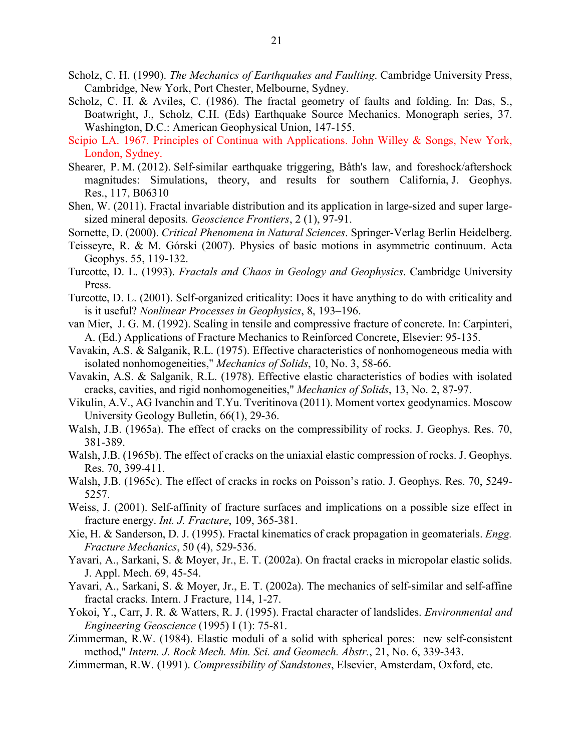Scholz, C. H. (1990). *The Mechanics of Earthquakes and Faulting*. Cambridge University Press, Cambridge, New York, Port Chester, Melbourne, Sydney.

Scholz, C. H. & Aviles, C. (1986). The fractal geometry of faults and folding. In: Das, S., Boatwright, J., Scholz, C.H. (Eds) Earthquake Source Mechanics. Monograph series, 37. Washington, D.C.: American Geophysical Union, 147-155.

Scipio LA. 1967. Principles of Continua with Applications. John Willey & Songs, New York, London, Sydney.

Shearer, P. M. (2012). Self-similar earthquake triggering, Båth's law, and foreshock/aftershock magnitudes: Simulations, theory, and results for southern California, J. Geophys. Res., 117, B06310

Shen, W. (2011). Fractal invariable distribution and its application in large-sized and super large-sized mineral deposits*. Geoscience Frontiers*, 2 (1), 97-91.

Sornette, D. (2000). *Critical Phenomena in Natural Sciences*. Springer-Verlag Berlin Heidelberg.

Teisseyre, R. & M. Górski (2007). Physics of basic motions in asymmetric continuum. Acta Geophys. 55, 119-132.

Turcotte, D. L. (1993). *Fractals and Chaos in Geology and Geophysics*. Cambridge University Press.

Turcotte, D. L. (2001). Self-organized criticality: Does it have anything to do with criticality and is it useful? *Nonlinear Processes in Geophysics*, 8, 193–196.

van Mier, J. G. M. (1992). Scaling in tensile and compressive fracture of concrete. In: Carpinteri, A. (Ed.) Applications of Fracture Mechanics to Reinforced Concrete, Elsevier: 95-135.

Vavakin, A.S. & Salganik, R.L. (1975). Effective characteristics of nonhomogeneous media with isolated nonhomogeneities," *Mechanics of Solids*, 10, No. 3, 58-66.

Vavakin, A.S. & Salganik, R.L. (1978). Effective elastic characteristics of bodies with isolated cracks, cavities, and rigid nonhomogeneities," *Mechanics of Solids*, 13, No. 2, 87-97.

Vikulin, A.V., AG Ivanchin and T.Yu. Tveritinova (2011). Moment vortex geodynamics. Moscow University Geology Bulletin, 66(1), 29-36.

Walsh, J.B. (1965a). The effect of cracks on the compressibility of rocks. J. Geophys. Res. 70, 381-389.

Walsh, J.B. (1965b). The effect of cracks on the uniaxial elastic compression of rocks. J. Geophys. Res. 70, 399-411.

Walsh, J.B. (1965c). The effect of cracks in rocks on Poisson's ratio. J. Geophys. Res. 70, 5249-5257.

Weiss, J. (2001). Self-affinity of fracture surfaces and implications on a possible size effect in fracture energy. *Int. J. Fracture*, 109, 365-381.

Xie, H. & Sanderson, D. J. (1995). Fractal kinematics of crack propagation in geomaterials. *Engg. Fracture Mechanics*, 50 (4), 529-536.

Yavari, A., Sarkani, S. & Moyer, Jr., E. T. (2002a). On fractal cracks in micropolar elastic solids. J. Appl. Mech. 69, 45-54.

Yavari, A., Sarkani, S. & Moyer, Jr., E. T. (2002a). The mechanics of self-similar and self-affine fractal cracks. Intern. J Fracture, 114, 1-27.

Yokoi, Y., Carr, J. R. & Watters, R. J. (1995). Fractal character of landslides. *Environmental and Engineering Geoscience* (1995) I (1): 75-81.

Zimmerman, R.W. (1984). Elastic moduli of a solid with spherical pores: new self-consistent method," *Intern. J. Rock Mech. Min. Sci. and Geomech. Abstr.*, 21, No. 6, 339-343.

Zimmerman, R.W. (1991). *Compressibility of Sandstones*, Elsevier, Amsterdam, Oxford, etc.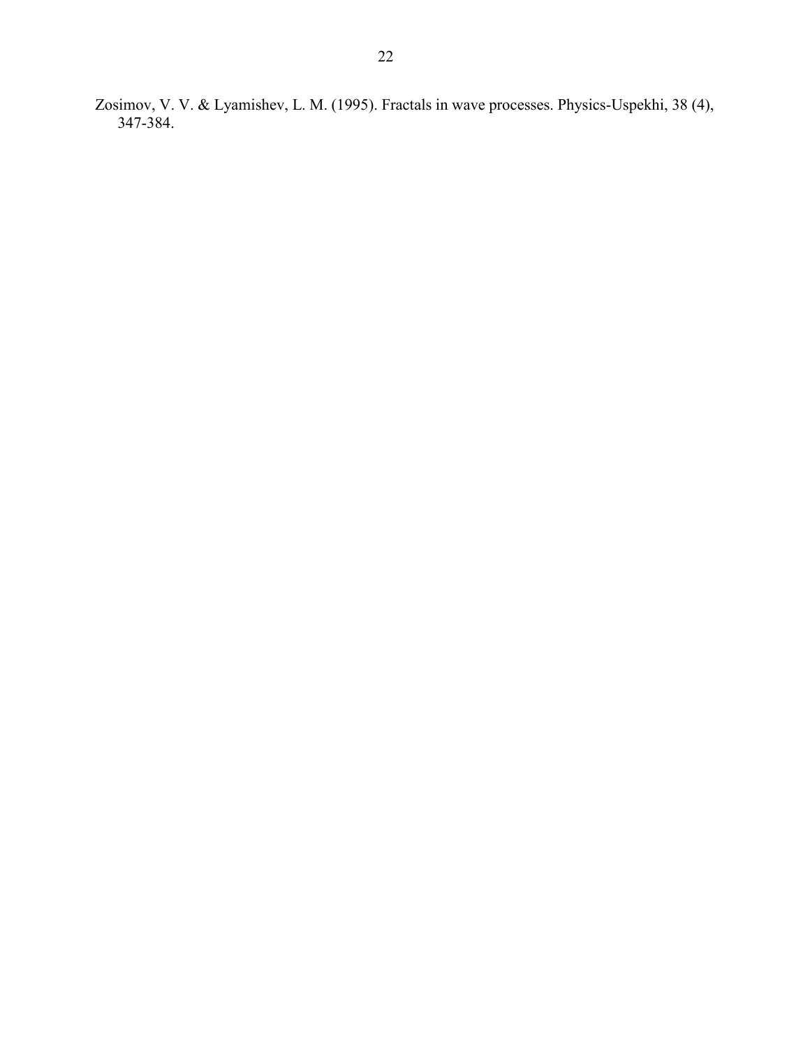Zosimov, V. V. & Lyamishev, L. M. (1995). Fractals in wave processes. Physics-Uspekhi, 38 (4), 347-384.